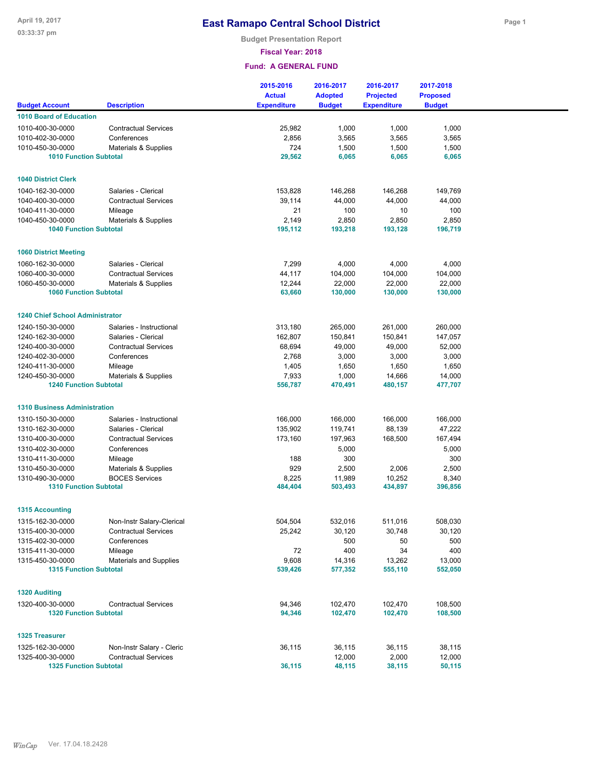# East Ramapo Central School District

Budget Presentation Report

Fiscal Year: 2018

Fund: A GENERAL FUND

| Budget Account | Description | 2015-2016 Actual Expenditure | 2016-2017 Adopted Budget | 2016-2017 Projected Expenditure | 2017-2018 Proposed Budget |
|---|---|---|---|---|---|
| **1010 Board of Education** | | | | | |
| 1010-400-30-0000 | Contractual Services | 25,982 | 1,000 | 1,000 | 1,000 |
| 1010-402-30-0000 | Conferences | 2,856 | 3,565 | 3,565 | 3,565 |
| 1010-450-30-0000 | Materials & Supplies | 724 | 1,500 | 1,500 | 1,500 |
| **1010 Function Subtotal** | | **29,562** | **6,065** | **6,065** | **6,065** |
| **1040 District Clerk** | | | | | |
| 1040-162-30-0000 | Salaries - Clerical | 153,828 | 146,268 | 146,268 | 149,769 |
| 1040-400-30-0000 | Contractual Services | 39,114 | 44,000 | 44,000 | 44,000 |
| 1040-411-30-0000 | Mileage | 21 | 100 | 10 | 100 |
| 1040-450-30-0000 | Materials & Supplies | 2,149 | 2,850 | 2,850 | 2,850 |
| **1040 Function Subtotal** | | **195,112** | **193,218** | **193,128** | **196,719** |
| **1060 District Meeting** | | | | | |
| 1060-162-30-0000 | Salaries - Clerical | 7,299 | 4,000 | 4,000 | 4,000 |
| 1060-400-30-0000 | Contractual Services | 44,117 | 104,000 | 104,000 | 104,000 |
| 1060-450-30-0000 | Materials & Supplies | 12,244 | 22,000 | 22,000 | 22,000 |
| **1060 Function Subtotal** | | **63,660** | **130,000** | **130,000** | **130,000** |
| **1240 Chief School Administrator** | | | | | |
| 1240-150-30-0000 | Salaries - Instructional | 313,180 | 265,000 | 261,000 | 260,000 |
| 1240-162-30-0000 | Salaries - Clerical | 162,807 | 150,841 | 150,841 | 147,057 |
| 1240-400-30-0000 | Contractual Services | 68,694 | 49,000 | 49,000 | 52,000 |
| 1240-402-30-0000 | Conferences | 2,768 | 3,000 | 3,000 | 3,000 |
| 1240-411-30-0000 | Mileage | 1,405 | 1,650 | 1,650 | 1,650 |
| 1240-450-30-0000 | Materials & Supplies | 7,933 | 1,000 | 14,666 | 14,000 |
| **1240 Function Subtotal** | | **556,787** | **470,491** | **480,157** | **477,707** |
| **1310 Business Administration** | | | | | |
| 1310-150-30-0000 | Salaries - Instructional | 166,000 | 166,000 | 166,000 | 166,000 |
| 1310-162-30-0000 | Salaries - Clerical | 135,902 | 119,741 | 88,139 | 47,222 |
| 1310-400-30-0000 | Contractual Services | 173,160 | 197,963 | 168,500 | 167,494 |
| 1310-402-30-0000 | Conferences | | 5,000 | | 5,000 |
| 1310-411-30-0000 | Mileage | 188 | 300 | | 300 |
| 1310-450-30-0000 | Materials & Supplies | 929 | 2,500 | 2,006 | 2,500 |
| 1310-490-30-0000 | BOCES Services | 8,225 | 11,989 | 10,252 | 8,340 |
| **1310 Function Subtotal** | | **484,404** | **503,493** | **434,897** | **396,856** |
| **1315 Accounting** | | | | | |
| 1315-162-30-0000 | Non-Instr Salary-Clerical | 504,504 | 532,016 | 511,016 | 508,030 |
| 1315-400-30-0000 | Contractual Services | 25,242 | 30,120 | 30,748 | 30,120 |
| 1315-402-30-0000 | Conferences | | 500 | 50 | 500 |
| 1315-411-30-0000 | Mileage | 72 | 400 | 34 | 400 |
| 1315-450-30-0000 | Materials and Supplies | 9,608 | 14,316 | 13,262 | 13,000 |
| **1315 Function Subtotal** | | **539,426** | **577,352** | **555,110** | **552,050** |
| **1320 Auditing** | | | | | |
| 1320-400-30-0000 | Contractual Services | 94,346 | 102,470 | 102,470 | 108,500 |
| **1320 Function Subtotal** | | **94,346** | **102,470** | **102,470** | **108,500** |
| **1325 Treasurer** | | | | | |
| 1325-162-30-0000 | Non-Instr Salary - Cleric | 36,115 | 36,115 | 36,115 | 38,115 |
| 1325-400-30-0000 | Contractual Services | | 12,000 | 2,000 | 12,000 |
| **1325 Function Subtotal** | | **36,115** | **48,115** | **38,115** | **50,115** |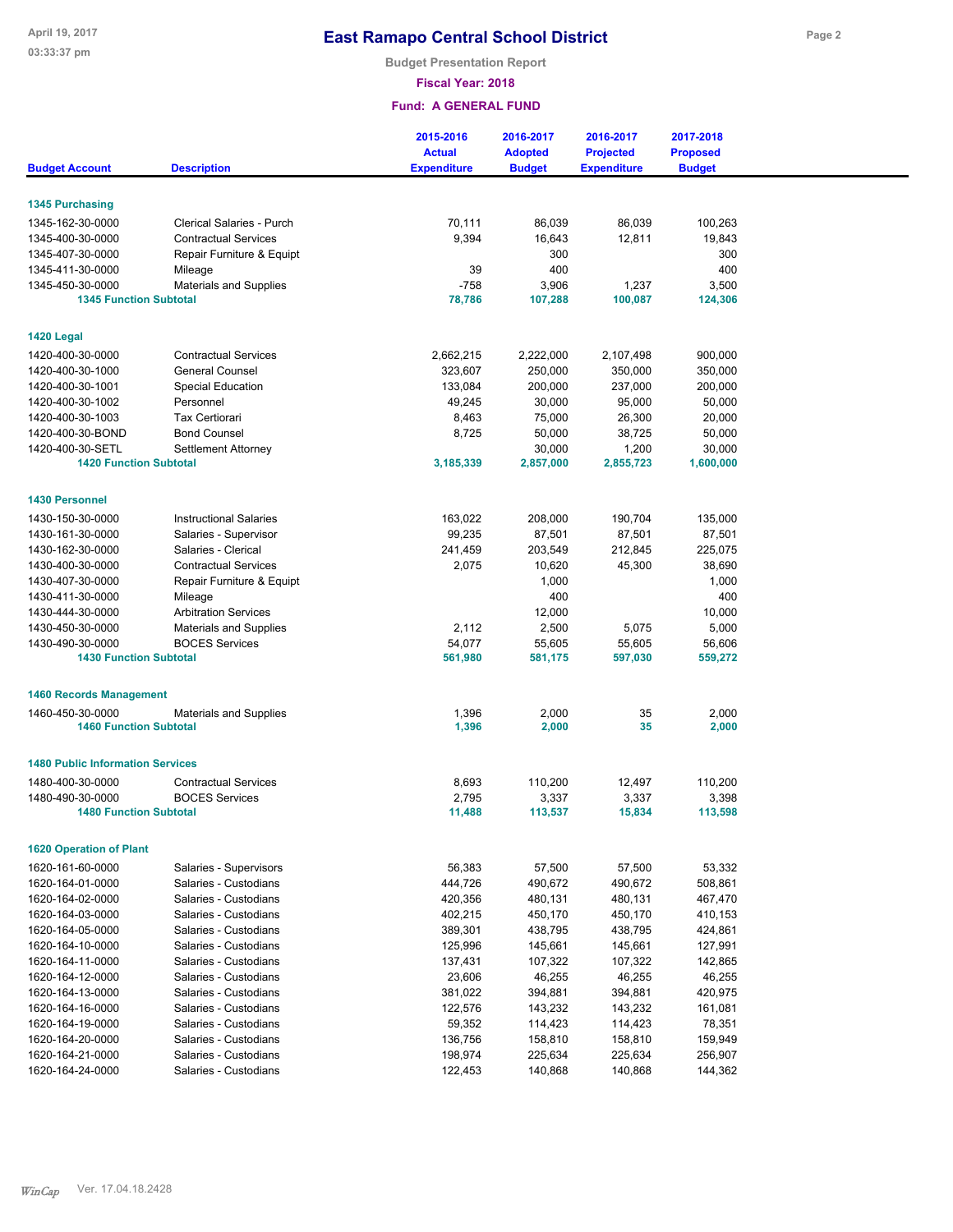# East Ramapo Central School District

**Budget Presentation Report**

**Fiscal Year: 2018**

**Fund: A GENERAL FUND**

| Budget Account | Description | 2015-2016 Actual Expenditure | 2016-2017 Adopted Budget | 2016-2017 Projected Expenditure | 2017-2018 Proposed Budget |
|---|---|---|---|---|---|
| **1345 Purchasing** | | | | | |
| 1345-162-30-0000 | Clerical Salaries - Purch | 70,111 | 86,039 | 86,039 | 100,263 |
| 1345-400-30-0000 | Contractual Services | 9,394 | 16,643 | 12,811 | 19,843 |
| 1345-407-30-0000 | Repair Furniture & Equipt | | 300 | | 300 |
| 1345-411-30-0000 | Mileage | 39 | 400 | | 400 |
| 1345-450-30-0000 | Materials and Supplies | -758 | 3,906 | 1,237 | 3,500 |
| **1345 Function Subtotal** | | **78,786** | **107,288** | **100,087** | **124,306** |
| **1420 Legal** | | | | | |
| 1420-400-30-0000 | Contractual Services | 2,662,215 | 2,222,000 | 2,107,498 | 900,000 |
| 1420-400-30-1000 | General Counsel | 323,607 | 250,000 | 350,000 | 350,000 |
| 1420-400-30-1001 | Special Education | 133,084 | 200,000 | 237,000 | 200,000 |
| 1420-400-30-1002 | Personnel | 49,245 | 30,000 | 95,000 | 50,000 |
| 1420-400-30-1003 | Tax Certiorari | 8,463 | 75,000 | 26,300 | 20,000 |
| 1420-400-30-BOND | Bond Counsel | 8,725 | 50,000 | 38,725 | 50,000 |
| 1420-400-30-SETL | Settlement Attorney | | 30,000 | 1,200 | 30,000 |
| **1420 Function Subtotal** | | **3,185,339** | **2,857,000** | **2,855,723** | **1,600,000** |
| **1430 Personnel** | | | | | |
| 1430-150-30-0000 | Instructional Salaries | 163,022 | 208,000 | 190,704 | 135,000 |
| 1430-161-30-0000 | Salaries - Supervisor | 99,235 | 87,501 | 87,501 | 87,501 |
| 1430-162-30-0000 | Salaries - Clerical | 241,459 | 203,549 | 212,845 | 225,075 |
| 1430-400-30-0000 | Contractual Services | 2,075 | 10,620 | 45,300 | 38,690 |
| 1430-407-30-0000 | Repair Furniture & Equipt | | 1,000 | | 1,000 |
| 1430-411-30-0000 | Mileage | | 400 | | 400 |
| 1430-444-30-0000 | Arbitration Services | | 12,000 | | 10,000 |
| 1430-450-30-0000 | Materials and Supplies | 2,112 | 2,500 | 5,075 | 5,000 |
| 1430-490-30-0000 | BOCES Services | 54,077 | 55,605 | 55,605 | 56,606 |
| **1430 Function Subtotal** | | **561,980** | **581,175** | **597,030** | **559,272** |
| **1460 Records Management** | | | | | |
| 1460-450-30-0000 | Materials and Supplies | 1,396 | 2,000 | 35 | 2,000 |
| **1460 Function Subtotal** | | **1,396** | **2,000** | **35** | **2,000** |
| **1480 Public Information Services** | | | | | |
| 1480-400-30-0000 | Contractual Services | 8,693 | 110,200 | 12,497 | 110,200 |
| 1480-490-30-0000 | BOCES Services | 2,795 | 3,337 | 3,337 | 3,398 |
| **1480 Function Subtotal** | | **11,488** | **113,537** | **15,834** | **113,598** |
| **1620 Operation of Plant** | | | | | |
| 1620-161-60-0000 | Salaries - Supervisors | 56,383 | 57,500 | 57,500 | 53,332 |
| 1620-164-01-0000 | Salaries - Custodians | 444,726 | 490,672 | 490,672 | 508,861 |
| 1620-164-02-0000 | Salaries - Custodians | 420,356 | 480,131 | 480,131 | 467,470 |
| 1620-164-03-0000 | Salaries - Custodians | 402,215 | 450,170 | 450,170 | 410,153 |
| 1620-164-05-0000 | Salaries - Custodians | 389,301 | 438,795 | 438,795 | 424,861 |
| 1620-164-10-0000 | Salaries - Custodians | 125,996 | 145,661 | 145,661 | 127,991 |
| 1620-164-11-0000 | Salaries - Custodians | 137,431 | 107,322 | 107,322 | 142,865 |
| 1620-164-12-0000 | Salaries - Custodians | 23,606 | 46,255 | 46,255 | 46,255 |
| 1620-164-13-0000 | Salaries - Custodians | 381,022 | 394,881 | 394,881 | 420,975 |
| 1620-164-16-0000 | Salaries - Custodians | 122,576 | 143,232 | 143,232 | 161,081 |
| 1620-164-19-0000 | Salaries - Custodians | 59,352 | 114,423 | 114,423 | 78,351 |
| 1620-164-20-0000 | Salaries - Custodians | 136,756 | 158,810 | 158,810 | 159,949 |
| 1620-164-21-0000 | Salaries - Custodians | 198,974 | 225,634 | 225,634 | 256,907 |
| 1620-164-24-0000 | Salaries - Custodians | 122,453 | 140,868 | 140,868 | 144,362 |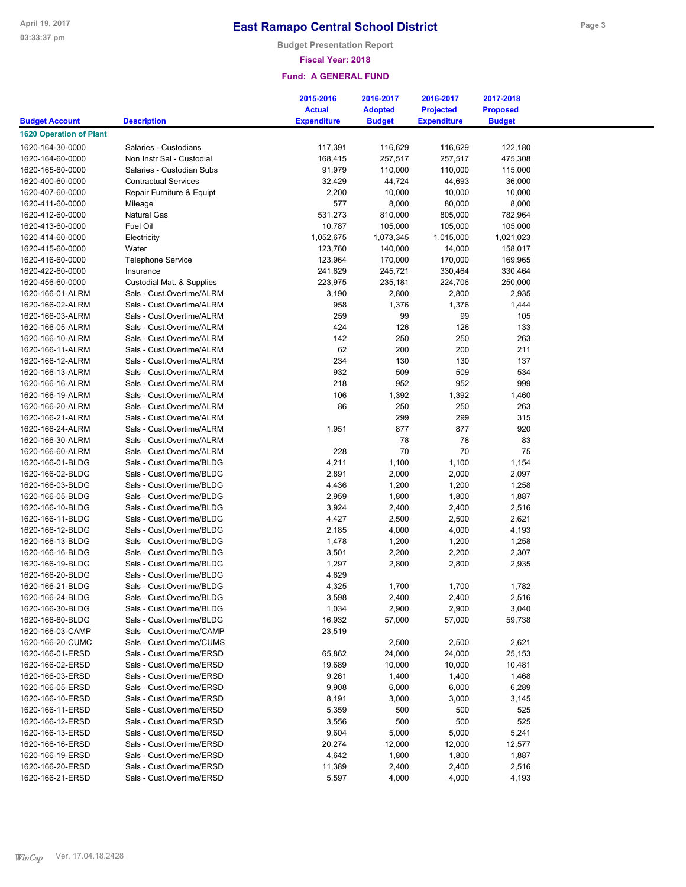# East Ramapo Central School District

**Budget Presentation Report**

**Fiscal Year: 2018**

**Fund: A GENERAL FUND**

| Budget Account | Description | 2015-2016 Actual Expenditure | 2016-2017 Adopted Budget | 2016-2017 Projected Expenditure | 2017-2018 Proposed Budget |
|---|---|---|---|---|---|
| **1620 Operation of Plant** | | | | | |
| 1620-164-30-0000 | Salaries - Custodians | 117,391 | 116,629 | 116,629 | 122,180 |
| 1620-164-60-0000 | Non Instr Sal - Custodial | 168,415 | 257,517 | 257,517 | 475,308 |
| 1620-165-60-0000 | Salaries - Custodian Subs | 91,979 | 110,000 | 110,000 | 115,000 |
| 1620-400-60-0000 | Contractual Services | 32,429 | 44,724 | 44,693 | 36,000 |
| 1620-407-60-0000 | Repair Furniture & Equipt | 2,200 | 10,000 | 10,000 | 10,000 |
| 1620-411-60-0000 | Mileage | 577 | 8,000 | 80,000 | 8,000 |
| 1620-412-60-0000 | Natural Gas | 531,273 | 810,000 | 805,000 | 782,964 |
| 1620-413-60-0000 | Fuel Oil | 10,787 | 105,000 | 105,000 | 105,000 |
| 1620-414-60-0000 | Electricity | 1,052,675 | 1,073,345 | 1,015,000 | 1,021,023 |
| 1620-415-60-0000 | Water | 123,760 | 140,000 | 14,000 | 158,017 |
| 1620-416-60-0000 | Telephone Service | 123,964 | 170,000 | 170,000 | 169,965 |
| 1620-422-60-0000 | Insurance | 241,629 | 245,721 | 330,464 | 330,464 |
| 1620-456-60-0000 | Custodial Mat. & Supplies | 223,975 | 235,181 | 224,706 | 250,000 |
| 1620-166-01-ALRM | Sals - Cust.Overtime/ALRM | 3,190 | 2,800 | 2,800 | 2,935 |
| 1620-166-02-ALRM | Sals - Cust.Overtime/ALRM | 958 | 1,376 | 1,376 | 1,444 |
| 1620-166-03-ALRM | Sals - Cust.Overtime/ALRM | 259 | 99 | 99 | 105 |
| 1620-166-05-ALRM | Sals - Cust.Overtime/ALRM | 424 | 126 | 126 | 133 |
| 1620-166-10-ALRM | Sals - Cust.Overtime/ALRM | 142 | 250 | 250 | 263 |
| 1620-166-11-ALRM | Sals - Cust.Overtime/ALRM | 62 | 200 | 200 | 211 |
| 1620-166-12-ALRM | Sals - Cust.Overtime/ALRM | 234 | 130 | 130 | 137 |
| 1620-166-13-ALRM | Sals - Cust.Overtime/ALRM | 932 | 509 | 509 | 534 |
| 1620-166-16-ALRM | Sals - Cust.Overtime/ALRM | 218 | 952 | 952 | 999 |
| 1620-166-19-ALRM | Sals - Cust.Overtime/ALRM | 106 | 1,392 | 1,392 | 1,460 |
| 1620-166-20-ALRM | Sals - Cust.Overtime/ALRM | 86 | 250 | 250 | 263 |
| 1620-166-21-ALRM | Sals - Cust.Overtime/ALRM | | 299 | 299 | 315 |
| 1620-166-24-ALRM | Sals - Cust.Overtime/ALRM | 1,951 | 877 | 877 | 920 |
| 1620-166-30-ALRM | Sals - Cust.Overtime/ALRM | | 78 | 78 | 83 |
| 1620-166-60-ALRM | Sals - Cust.Overtime/ALRM | 228 | 70 | 70 | 75 |
| 1620-166-01-BLDG | Sals - Cust.Overtime/BLDG | 4,211 | 1,100 | 1,100 | 1,154 |
| 1620-166-02-BLDG | Sals - Cust.Overtime/BLDG | 2,891 | 2,000 | 2,000 | 2,097 |
| 1620-166-03-BLDG | Sals - Cust.Overtime/BLDG | 4,436 | 1,200 | 1,200 | 1,258 |
| 1620-166-05-BLDG | Sals - Cust.Overtime/BLDG | 2,959 | 1,800 | 1,800 | 1,887 |
| 1620-166-10-BLDG | Sals - Cust.Overtime/BLDG | 3,924 | 2,400 | 2,400 | 2,516 |
| 1620-166-11-BLDG | Sals - Cust.Overtime/BLDG | 4,427 | 2,500 | 2,500 | 2,621 |
| 1620-166-12-BLDG | Sals - Cust,Overtime/BLDG | 2,185 | 4,000 | 4,000 | 4,193 |
| 1620-166-13-BLDG | Sals - Cust.Overtime/BLDG | 1,478 | 1,200 | 1,200 | 1,258 |
| 1620-166-16-BLDG | Sals - Cust.Overtime/BLDG | 3,501 | 2,200 | 2,200 | 2,307 |
| 1620-166-19-BLDG | Sals - Cust.Overtime/BLDG | 1,297 | 2,800 | 2,800 | 2,935 |
| 1620-166-20-BLDG | Sals - Cust.Overtime/BLDG | 4,629 | | | |
| 1620-166-21-BLDG | Sals - Cust.Overtime/BLDG | 4,325 | 1,700 | 1,700 | 1,782 |
| 1620-166-24-BLDG | Sals - Cust.Overtime/BLDG | 3,598 | 2,400 | 2,400 | 2,516 |
| 1620-166-30-BLDG | Sals - Cust.Overtime/BLDG | 1,034 | 2,900 | 2,900 | 3,040 |
| 1620-166-60-BLDG | Sals - Cust.Overtime/BLDG | 16,932 | 57,000 | 57,000 | 59,738 |
| 1620-166-03-CAMP | Sals - Cust.Overtime/CAMP | 23,519 | | | |
| 1620-166-20-CUMC | Sals - Cust.Overtime/CUMS | | 2,500 | 2,500 | 2,621 |
| 1620-166-01-ERSD | Sals - Cust.Overtime/ERSD | 65,862 | 24,000 | 24,000 | 25,153 |
| 1620-166-02-ERSD | Sals - Cust.Overtime/ERSD | 19,689 | 10,000 | 10,000 | 10,481 |
| 1620-166-03-ERSD | Sals - Cust.Overtime/ERSD | 9,261 | 1,400 | 1,400 | 1,468 |
| 1620-166-05-ERSD | Sals - Cust.Overtime/ERSD | 9,908 | 6,000 | 6,000 | 6,289 |
| 1620-166-10-ERSD | Sals - Cust.Overtime/ERSD | 8,191 | 3,000 | 3,000 | 3,145 |
| 1620-166-11-ERSD | Sals - Cust.Overtime/ERSD | 5,359 | 500 | 500 | 525 |
| 1620-166-12-ERSD | Sals - Cust.Overtime/ERSD | 3,556 | 500 | 500 | 525 |
| 1620-166-13-ERSD | Sals - Cust.Overtime/ERSD | 9,604 | 5,000 | 5,000 | 5,241 |
| 1620-166-16-ERSD | Sals - Cust.Overtime/ERSD | 20,274 | 12,000 | 12,000 | 12,577 |
| 1620-166-19-ERSD | Sals - Cust.Overtime/ERSD | 4,642 | 1,800 | 1,800 | 1,887 |
| 1620-166-20-ERSD | Sals - Cust.Overtime/ERSD | 11,389 | 2,400 | 2,400 | 2,516 |
| 1620-166-21-ERSD | Sals - Cust.Overtime/ERSD | 5,597 | 4,000 | 4,000 | 4,193 |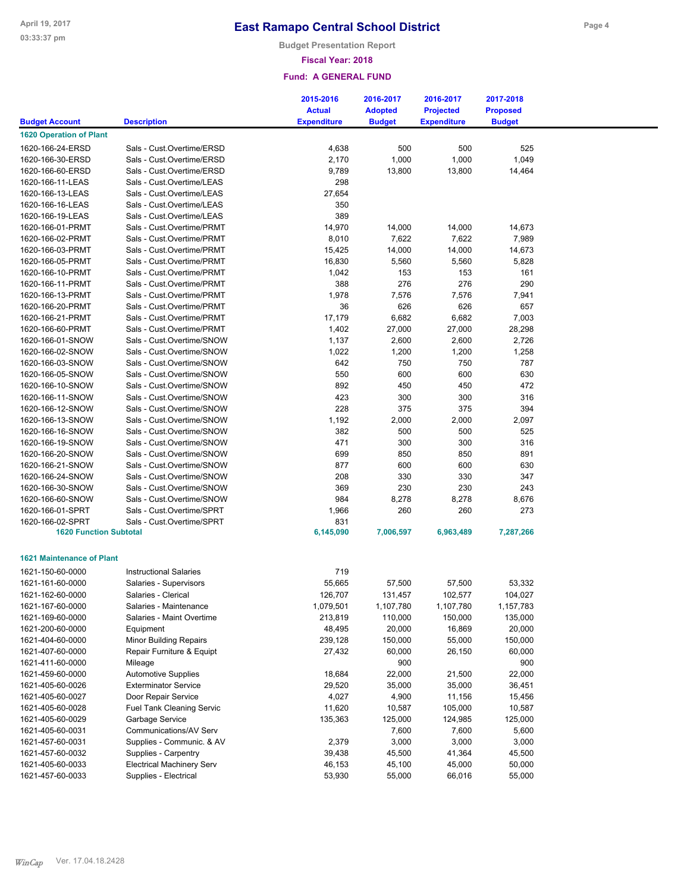# East Ramapo Central School District

**Budget Presentation Report**

**Fiscal Year: 2018**

**Fund: A GENERAL FUND**

| Budget Account | Description | 2015-2016 Actual Expenditure | 2016-2017 Adopted Budget | 2016-2017 Projected Expenditure | 2017-2018 Proposed Budget |
|---|---|---|---|---|---|
| **1620 Operation of Plant** | | | | | |
| 1620-166-24-ERSD | Sals - Cust.Overtime/ERSD | 4,638 | 500 | 500 | 525 |
| 1620-166-30-ERSD | Sals - Cust.Overtime/ERSD | 2,170 | 1,000 | 1,000 | 1,049 |
| 1620-166-60-ERSD | Sals - Cust.Overtime/ERSD | 9,789 | 13,800 | 13,800 | 14,464 |
| 1620-166-11-LEAS | Sals - Cust.Overtime/LEAS | 298 | | | |
| 1620-166-13-LEAS | Sals - Cust.Overtime/LEAS | 27,654 | | | |
| 1620-166-16-LEAS | Sals - Cust.Overtime/LEAS | 350 | | | |
| 1620-166-19-LEAS | Sals - Cust.Overtime/LEAS | 389 | | | |
| 1620-166-01-PRMT | Sals - Cust.Overtime/PRMT | 14,970 | 14,000 | 14,000 | 14,673 |
| 1620-166-02-PRMT | Sals - Cust.Overtime/PRMT | 8,010 | 7,622 | 7,622 | 7,989 |
| 1620-166-03-PRMT | Sals - Cust.Overtime/PRMT | 15,425 | 14,000 | 14,000 | 14,673 |
| 1620-166-05-PRMT | Sals - Cust.Overtime/PRMT | 16,830 | 5,560 | 5,560 | 5,828 |
| 1620-166-10-PRMT | Sals - Cust.Overtime/PRMT | 1,042 | 153 | 153 | 161 |
| 1620-166-11-PRMT | Sals - Cust.Overtime/PRMT | 388 | 276 | 276 | 290 |
| 1620-166-13-PRMT | Sals - Cust.Overtime/PRMT | 1,978 | 7,576 | 7,576 | 7,941 |
| 1620-166-20-PRMT | Sals - Cust.Overtime/PRMT | 36 | 626 | 626 | 657 |
| 1620-166-21-PRMT | Sals - Cust.Overtime/PRMT | 17,179 | 6,682 | 6,682 | 7,003 |
| 1620-166-60-PRMT | Sals - Cust.Overtime/PRMT | 1,402 | 27,000 | 27,000 | 28,298 |
| 1620-166-01-SNOW | Sals - Cust.Overtime/SNOW | 1,137 | 2,600 | 2,600 | 2,726 |
| 1620-166-02-SNOW | Sals - Cust.Overtime/SNOW | 1,022 | 1,200 | 1,200 | 1,258 |
| 1620-166-03-SNOW | Sals - Cust.Overtime/SNOW | 642 | 750 | 750 | 787 |
| 1620-166-05-SNOW | Sals - Cust.Overtime/SNOW | 550 | 600 | 600 | 630 |
| 1620-166-10-SNOW | Sals - Cust.Overtime/SNOW | 892 | 450 | 450 | 472 |
| 1620-166-11-SNOW | Sals - Cust.Overtime/SNOW | 423 | 300 | 300 | 316 |
| 1620-166-12-SNOW | Sals - Cust.Overtime/SNOW | 228 | 375 | 375 | 394 |
| 1620-166-13-SNOW | Sals - Cust.Overtime/SNOW | 1,192 | 2,000 | 2,000 | 2,097 |
| 1620-166-16-SNOW | Sals - Cust.Overtime/SNOW | 382 | 500 | 500 | 525 |
| 1620-166-19-SNOW | Sals - Cust.Overtime/SNOW | 471 | 300 | 300 | 316 |
| 1620-166-20-SNOW | Sals - Cust.Overtime/SNOW | 699 | 850 | 850 | 891 |
| 1620-166-21-SNOW | Sals - Cust.Overtime/SNOW | 877 | 600 | 600 | 630 |
| 1620-166-24-SNOW | Sals - Cust.Overtime/SNOW | 208 | 330 | 330 | 347 |
| 1620-166-30-SNOW | Sals - Cust.Overtime/SNOW | 369 | 230 | 230 | 243 |
| 1620-166-60-SNOW | Sals - Cust.Overtime/SNOW | 984 | 8,278 | 8,278 | 8,676 |
| 1620-166-01-SPRT | Sals - Cust.Overtime/SPRT | 1,966 | 260 | 260 | 273 |
| 1620-166-02-SPRT | Sals - Cust.Overtime/SPRT | 831 | | | |
| **1620 Function Subtotal** | | **6,145,090** | **7,006,597** | **6,963,489** | **7,287,266** |
| **1621 Maintenance of Plant** | | | | | |
| 1621-150-60-0000 | Instructional Salaries | 719 | | | |
| 1621-161-60-0000 | Salaries - Supervisors | 55,665 | 57,500 | 57,500 | 53,332 |
| 1621-162-60-0000 | Salaries - Clerical | 126,707 | 131,457 | 102,577 | 104,027 |
| 1621-167-60-0000 | Salaries - Maintenance | 1,079,501 | 1,107,780 | 1,107,780 | 1,157,783 |
| 1621-169-60-0000 | Salaries - Maint Overtime | 213,819 | 110,000 | 150,000 | 135,000 |
| 1621-200-60-0000 | Equipment | 48,495 | 20,000 | 16,869 | 20,000 |
| 1621-404-60-0000 | Minor Building Repairs | 239,128 | 150,000 | 55,000 | 150,000 |
| 1621-407-60-0000 | Repair Furniture & Equipt | 27,432 | 60,000 | 26,150 | 60,000 |
| 1621-411-60-0000 | Mileage | | 900 | | 900 |
| 1621-459-60-0000 | Automotive Supplies | 18,684 | 22,000 | 21,500 | 22,000 |
| 1621-405-60-0026 | Exterminator Service | 29,520 | 35,000 | 35,000 | 36,451 |
| 1621-405-60-0027 | Door Repair Service | 4,027 | 4,900 | 11,156 | 15,456 |
| 1621-405-60-0028 | Fuel Tank Cleaning Servic | 11,620 | 10,587 | 105,000 | 10,587 |
| 1621-405-60-0029 | Garbage Service | 135,363 | 125,000 | 124,985 | 125,000 |
| 1621-405-60-0031 | Communications/AV Serv | | 7,600 | 7,600 | 5,600 |
| 1621-457-60-0031 | Supplies - Communic. & AV | 2,379 | 3,000 | 3,000 | 3,000 |
| 1621-457-60-0032 | Supplies - Carpentry | 39,438 | 45,500 | 41,364 | 45,500 |
| 1621-405-60-0033 | Electrical Machinery Serv | 46,153 | 45,100 | 45,000 | 50,000 |
| 1621-457-60-0033 | Supplies - Electrical | 53,930 | 55,000 | 66,016 | 55,000 |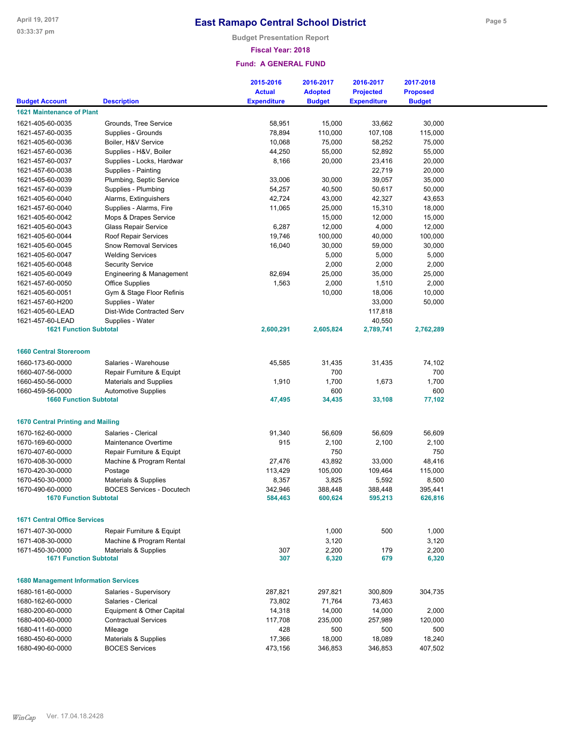# East Ramapo Central School District

Budget Presentation Report

Fiscal Year: 2018

Fund: A GENERAL FUND

| Budget Account | Description | 2015-2016 Actual Expenditure | 2016-2017 Adopted Budget | 2016-2017 Projected Expenditure | 2017-2018 Proposed Budget |
|---|---|---|---|---|---|
| **1621 Maintenance of Plant** | | | | | |
| 1621-405-60-0035 | Grounds, Tree Service | 58,951 | 15,000 | 33,662 | 30,000 |
| 1621-457-60-0035 | Supplies - Grounds | 78,894 | 110,000 | 107,108 | 115,000 |
| 1621-405-60-0036 | Boiler, H&V Service | 10,068 | 75,000 | 58,252 | 75,000 |
| 1621-457-60-0036 | Supplies - H&V, Boiler | 44,250 | 55,000 | 52,892 | 55,000 |
| 1621-457-60-0037 | Supplies - Locks, Hardwar | 8,166 | 20,000 | 23,416 | 20,000 |
| 1621-457-60-0038 | Supplies - Painting | | | 22,719 | 20,000 |
| 1621-405-60-0039 | Plumbing, Septic Service | 33,006 | 30,000 | 39,057 | 35,000 |
| 1621-457-60-0039 | Supplies - Plumbing | 54,257 | 40,500 | 50,617 | 50,000 |
| 1621-405-60-0040 | Alarms, Extinguishers | 42,724 | 43,000 | 42,327 | 43,653 |
| 1621-457-60-0040 | Supplies - Alarms, Fire | 11,065 | 25,000 | 15,310 | 18,000 |
| 1621-405-60-0042 | Mops & Drapes Service | | 15,000 | 12,000 | 15,000 |
| 1621-405-60-0043 | Glass Repair Service | 6,287 | 12,000 | 4,000 | 12,000 |
| 1621-405-60-0044 | Roof Repair Services | 19,746 | 100,000 | 40,000 | 100,000 |
| 1621-405-60-0045 | Snow Removal Services | 16,040 | 30,000 | 59,000 | 30,000 |
| 1621-405-60-0047 | Welding Services | | 5,000 | 5,000 | 5,000 |
| 1621-405-60-0048 | Security Service | | 2,000 | 2,000 | 2,000 |
| 1621-405-60-0049 | Engineering & Management | 82,694 | 25,000 | 35,000 | 25,000 |
| 1621-457-60-0050 | Office Supplies | 1,563 | 2,000 | 1,510 | 2,000 |
| 1621-405-60-0051 | Gym & Stage Floor Refinis | | 10,000 | 18,006 | 10,000 |
| 1621-457-60-H200 | Supplies - Water | | | 33,000 | 50,000 |
| 1621-405-60-LEAD | Dist-Wide Contracted Serv | | | 117,818 | |
| 1621-457-60-LEAD | Supplies - Water | | | 40,550 | |
| **1621 Function Subtotal** | | **2,600,291** | **2,605,824** | **2,789,741** | **2,762,289** |
| **1660 Central Storeroom** | | | | | |
| 1660-173-60-0000 | Salaries - Warehouse | 45,585 | 31,435 | 31,435 | 74,102 |
| 1660-407-56-0000 | Repair Furniture & Equipt | | 700 | | 700 |
| 1660-450-56-0000 | Materials and Supplies | 1,910 | 1,700 | 1,673 | 1,700 |
| 1660-459-56-0000 | Automotive Supplies | | 600 | | 600 |
| **1660 Function Subtotal** | | **47,495** | **34,435** | **33,108** | **77,102** |
| **1670 Central Printing and Mailing** | | | | | |
| 1670-162-60-0000 | Salaries - Clerical | 91,340 | 56,609 | 56,609 | 56,609 |
| 1670-169-60-0000 | Maintenance Overtime | 915 | 2,100 | 2,100 | 2,100 |
| 1670-407-60-0000 | Repair Furniture & Equipt | | 750 | | 750 |
| 1670-408-30-0000 | Machine & Program Rental | 27,476 | 43,892 | 33,000 | 48,416 |
| 1670-420-30-0000 | Postage | 113,429 | 105,000 | 109,464 | 115,000 |
| 1670-450-30-0000 | Materials & Supplies | 8,357 | 3,825 | 5,592 | 8,500 |
| 1670-490-60-0000 | BOCES Services - Docutech | 342,946 | 388,448 | 388,448 | 395,441 |
| **1670 Function Subtotal** | | **584,463** | **600,624** | **595,213** | **626,816** |
| **1671 Central Office Services** | | | | | |
| 1671-407-30-0000 | Repair Furniture & Equipt | | 1,000 | 500 | 1,000 |
| 1671-408-30-0000 | Machine & Program Rental | | 3,120 | | 3,120 |
| 1671-450-30-0000 | Materials & Supplies | 307 | 2,200 | 179 | 2,200 |
| **1671 Function Subtotal** | | **307** | **6,320** | **679** | **6,320** |
| **1680 Management Information Services** | | | | | |
| 1680-161-60-0000 | Salaries - Supervisory | 287,821 | 297,821 | 300,809 | 304,735 |
| 1680-162-60-0000 | Salaries - Clerical | 73,802 | 71,764 | 73,463 | |
| 1680-200-60-0000 | Equipment & Other Capital | 14,318 | 14,000 | 14,000 | 2,000 |
| 1680-400-60-0000 | Contractual Services | 117,708 | 235,000 | 257,989 | 120,000 |
| 1680-411-60-0000 | Mileage | 428 | 500 | 500 | 500 |
| 1680-450-60-0000 | Materials & Supplies | 17,366 | 18,000 | 18,089 | 18,240 |
| 1680-490-60-0000 | BOCES Services | 473,156 | 346,853 | 346,853 | 407,502 |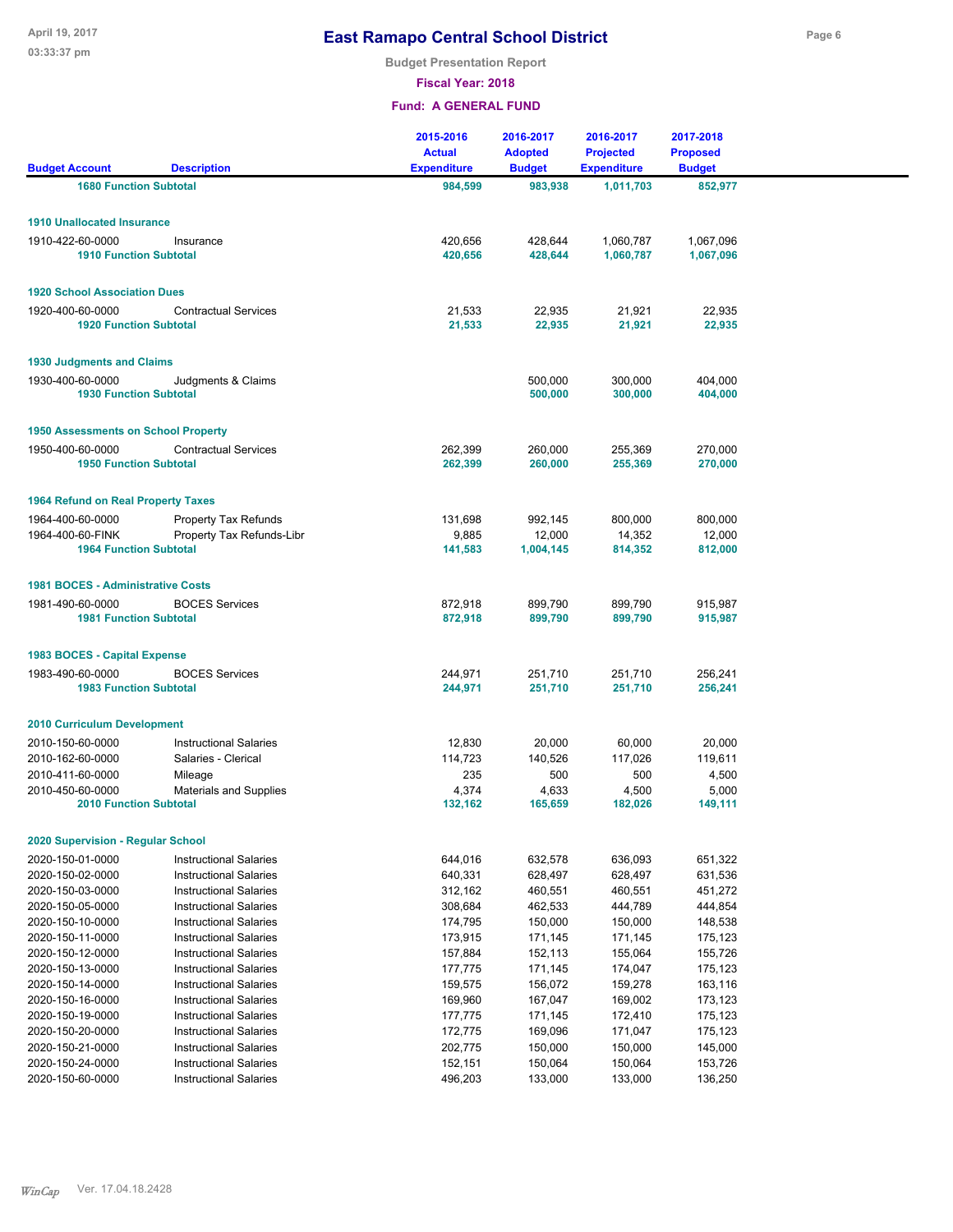# East Ramapo Central School District

**Budget Presentation Report**

**Fiscal Year: 2018**

**Fund: A GENERAL FUND**

| Budget Account | Description | 2015-2016 Actual Expenditure | 2016-2017 Adopted Budget | 2016-2017 Projected Expenditure | 2017-2018 Proposed Budget |
|---|---|---|---|---|---|
| **1680 Function Subtotal** | | **984,599** | **983,938** | **1,011,703** | **852,977** |
| **1910 Unallocated Insurance** | | | | | |
| 1910-422-60-0000 | Insurance | 420,656 | 428,644 | 1,060,787 | 1,067,096 |
| **1910 Function Subtotal** | | **420,656** | **428,644** | **1,060,787** | **1,067,096** |
| **1920 School Association Dues** | | | | | |
| 1920-400-60-0000 | Contractual Services | 21,533 | 22,935 | 21,921 | 22,935 |
| **1920 Function Subtotal** | | **21,533** | **22,935** | **21,921** | **22,935** |
| **1930 Judgments and Claims** | | | | | |
| 1930-400-60-0000 | Judgments & Claims | | 500,000 | 300,000 | 404,000 |
| **1930 Function Subtotal** | | | **500,000** | **300,000** | **404,000** |
| **1950 Assessments on School Property** | | | | | |
| 1950-400-60-0000 | Contractual Services | 262,399 | 260,000 | 255,369 | 270,000 |
| **1950 Function Subtotal** | | **262,399** | **260,000** | **255,369** | **270,000** |
| **1964 Refund on Real Property Taxes** | | | | | |
| 1964-400-60-0000 | Property Tax Refunds | 131,698 | 992,145 | 800,000 | 800,000 |
| 1964-400-60-FINK | Property Tax Refunds-Libr | 9,885 | 12,000 | 14,352 | 12,000 |
| **1964 Function Subtotal** | | **141,583** | **1,004,145** | **814,352** | **812,000** |
| **1981 BOCES - Administrative Costs** | | | | | |
| 1981-490-60-0000 | BOCES Services | 872,918 | 899,790 | 899,790 | 915,987 |
| **1981 Function Subtotal** | | **872,918** | **899,790** | **899,790** | **915,987** |
| **1983 BOCES - Capital Expense** | | | | | |
| 1983-490-60-0000 | BOCES Services | 244,971 | 251,710 | 251,710 | 256,241 |
| **1983 Function Subtotal** | | **244,971** | **251,710** | **251,710** | **256,241** |
| **2010 Curriculum Development** | | | | | |
| 2010-150-60-0000 | Instructional Salaries | 12,830 | 20,000 | 60,000 | 20,000 |
| 2010-162-60-0000 | Salaries - Clerical | 114,723 | 140,526 | 117,026 | 119,611 |
| 2010-411-60-0000 | Mileage | 235 | 500 | 500 | 4,500 |
| 2010-450-60-0000 | Materials and Supplies | 4,374 | 4,633 | 4,500 | 5,000 |
| **2010 Function Subtotal** | | **132,162** | **165,659** | **182,026** | **149,111** |
| **2020 Supervision - Regular School** | | | | | |
| 2020-150-01-0000 | Instructional Salaries | 644,016 | 632,578 | 636,093 | 651,322 |
| 2020-150-02-0000 | Instructional Salaries | 640,331 | 628,497 | 628,497 | 631,536 |
| 2020-150-03-0000 | Instructional Salaries | 312,162 | 460,551 | 460,551 | 451,272 |
| 2020-150-05-0000 | Instructional Salaries | 308,684 | 462,533 | 444,789 | 444,854 |
| 2020-150-10-0000 | Instructional Salaries | 174,795 | 150,000 | 150,000 | 148,538 |
| 2020-150-11-0000 | Instructional Salaries | 173,915 | 171,145 | 171,145 | 175,123 |
| 2020-150-12-0000 | Instructional Salaries | 157,884 | 152,113 | 155,064 | 155,726 |
| 2020-150-13-0000 | Instructional Salaries | 177,775 | 171,145 | 174,047 | 175,123 |
| 2020-150-14-0000 | Instructional Salaries | 159,575 | 156,072 | 159,278 | 163,116 |
| 2020-150-16-0000 | Instructional Salaries | 169,960 | 167,047 | 169,002 | 173,123 |
| 2020-150-19-0000 | Instructional Salaries | 177,775 | 171,145 | 172,410 | 175,123 |
| 2020-150-20-0000 | Instructional Salaries | 172,775 | 169,096 | 171,047 | 175,123 |
| 2020-150-21-0000 | Instructional Salaries | 202,775 | 150,000 | 150,000 | 145,000 |
| 2020-150-24-0000 | Instructional Salaries | 152,151 | 150,064 | 150,064 | 153,726 |
| 2020-150-60-0000 | Instructional Salaries | 496,203 | 133,000 | 133,000 | 136,250 |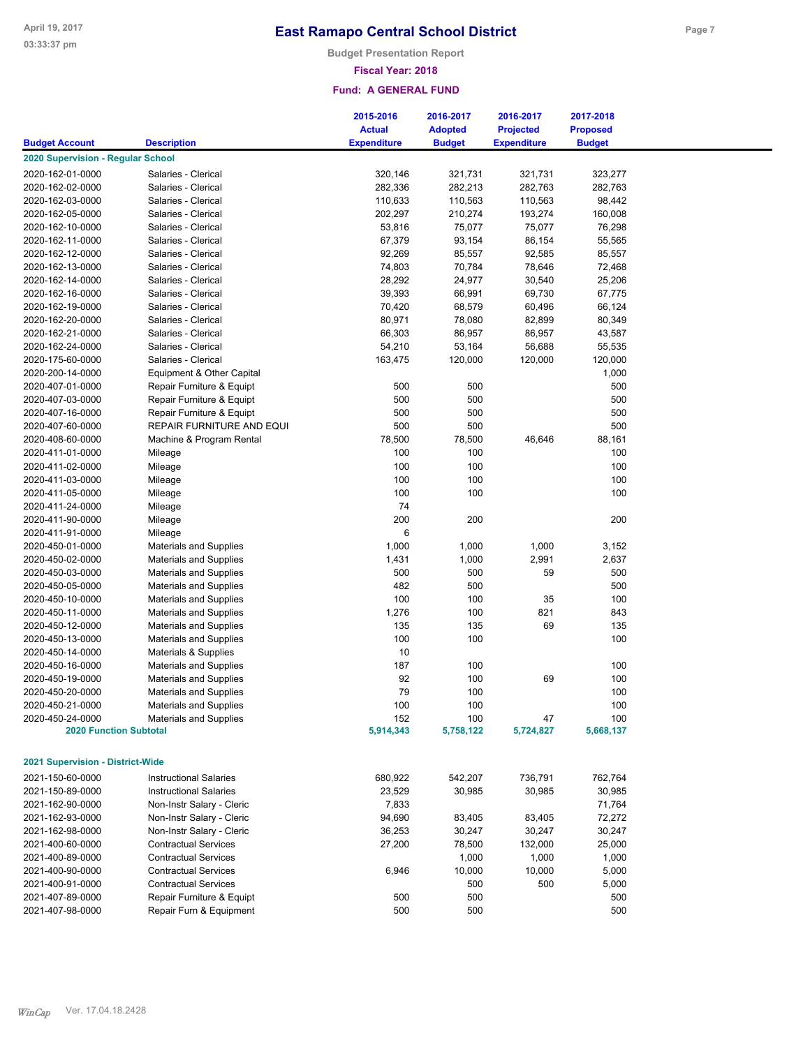# East Ramapo Central School District

**Budget Presentation Report**

**Fiscal Year: 2018**

**Fund: A GENERAL FUND**

| Budget Account | Description | 2015-2016 Actual Expenditure | 2016-2017 Adopted Budget | 2016-2017 Projected Expenditure | 2017-2018 Proposed Budget |
|---|---|---|---|---|---|
| **2020 Supervision - Regular School** | | | | | |
| 2020-162-01-0000 | Salaries - Clerical | 320,146 | 321,731 | 321,731 | 323,277 |
| 2020-162-02-0000 | Salaries - Clerical | 282,336 | 282,213 | 282,763 | 282,763 |
| 2020-162-03-0000 | Salaries - Clerical | 110,633 | 110,563 | 110,563 | 98,442 |
| 2020-162-05-0000 | Salaries - Clerical | 202,297 | 210,274 | 193,274 | 160,008 |
| 2020-162-10-0000 | Salaries - Clerical | 53,816 | 75,077 | 75,077 | 76,298 |
| 2020-162-11-0000 | Salaries - Clerical | 67,379 | 93,154 | 86,154 | 55,565 |
| 2020-162-12-0000 | Salaries - Clerical | 92,269 | 85,557 | 92,585 | 85,557 |
| 2020-162-13-0000 | Salaries - Clerical | 74,803 | 70,784 | 78,646 | 72,468 |
| 2020-162-14-0000 | Salaries - Clerical | 28,292 | 24,977 | 30,540 | 25,206 |
| 2020-162-16-0000 | Salaries - Clerical | 39,393 | 66,991 | 69,730 | 67,775 |
| 2020-162-19-0000 | Salaries - Clerical | 70,420 | 68,579 | 60,496 | 66,124 |
| 2020-162-20-0000 | Salaries - Clerical | 80,971 | 78,080 | 82,899 | 80,349 |
| 2020-162-21-0000 | Salaries - Clerical | 66,303 | 86,957 | 86,957 | 43,587 |
| 2020-162-24-0000 | Salaries - Clerical | 54,210 | 53,164 | 56,688 | 55,535 |
| 2020-175-60-0000 | Salaries - Clerical | 163,475 | 120,000 | 120,000 | 120,000 |
| 2020-200-14-0000 | Equipment & Other Capital | | | | 1,000 |
| 2020-407-01-0000 | Repair Furniture & Equipt | 500 | 500 | | 500 |
| 2020-407-03-0000 | Repair Furniture & Equipt | 500 | 500 | | 500 |
| 2020-407-16-0000 | Repair Furniture & Equipt | 500 | 500 | | 500 |
| 2020-407-60-0000 | REPAIR FURNITURE AND EQUI | 500 | 500 | | 500 |
| 2020-408-60-0000 | Machine & Program Rental | 78,500 | 78,500 | 46,646 | 88,161 |
| 2020-411-01-0000 | Mileage | 100 | 100 | | 100 |
| 2020-411-02-0000 | Mileage | 100 | 100 | | 100 |
| 2020-411-03-0000 | Mileage | 100 | 100 | | 100 |
| 2020-411-05-0000 | Mileage | 100 | 100 | | 100 |
| 2020-411-24-0000 | Mileage | 74 | | | |
| 2020-411-90-0000 | Mileage | 200 | 200 | | 200 |
| 2020-411-91-0000 | Mileage | 6 | | | |
| 2020-450-01-0000 | Materials and Supplies | 1,000 | 1,000 | 1,000 | 3,152 |
| 2020-450-02-0000 | Materials and Supplies | 1,431 | 1,000 | 2,991 | 2,637 |
| 2020-450-03-0000 | Materials and Supplies | 500 | 500 | 59 | 500 |
| 2020-450-05-0000 | Materials and Supplies | 482 | 500 | | 500 |
| 2020-450-10-0000 | Materials and Supplies | 100 | 100 | 35 | 100 |
| 2020-450-11-0000 | Materials and Supplies | 1,276 | 100 | 821 | 843 |
| 2020-450-12-0000 | Materials and Supplies | 135 | 135 | 69 | 135 |
| 2020-450-13-0000 | Materials and Supplies | 100 | 100 | | 100 |
| 2020-450-14-0000 | Materials & Supplies | 10 | | | |
| 2020-450-16-0000 | Materials and Supplies | 187 | 100 | | 100 |
| 2020-450-19-0000 | Materials and Supplies | 92 | 100 | 69 | 100 |
| 2020-450-20-0000 | Materials and Supplies | 79 | 100 | | 100 |
| 2020-450-21-0000 | Materials and Supplies | 100 | 100 | | 100 |
| 2020-450-24-0000 | Materials and Supplies | 152 | 100 | 47 | 100 |
| **2020 Function Subtotal** | | **5,914,343** | **5,758,122** | **5,724,827** | **5,668,137** |
| **2021 Supervision - District-Wide** | | | | | |
| 2021-150-60-0000 | Instructional Salaries | 680,922 | 542,207 | 736,791 | 762,764 |
| 2021-150-89-0000 | Instructional Salaries | 23,529 | 30,985 | 30,985 | 30,985 |
| 2021-162-90-0000 | Non-Instr Salary - Cleric | 7,833 | | | 71,764 |
| 2021-162-93-0000 | Non-Instr Salary - Cleric | 94,690 | 83,405 | 83,405 | 72,272 |
| 2021-162-98-0000 | Non-Instr Salary - Cleric | 36,253 | 30,247 | 30,247 | 30,247 |
| 2021-400-60-0000 | Contractual Services | 27,200 | 78,500 | 132,000 | 25,000 |
| 2021-400-89-0000 | Contractual Services | | 1,000 | 1,000 | 1,000 |
| 2021-400-90-0000 | Contractual Services | 6,946 | 10,000 | 10,000 | 5,000 |
| 2021-400-91-0000 | Contractual Services | | 500 | 500 | 5,000 |
| 2021-407-89-0000 | Repair Furniture & Equipt | 500 | 500 | | 500 |
| 2021-407-98-0000 | Repair Furn & Equipment | 500 | 500 | | 500 |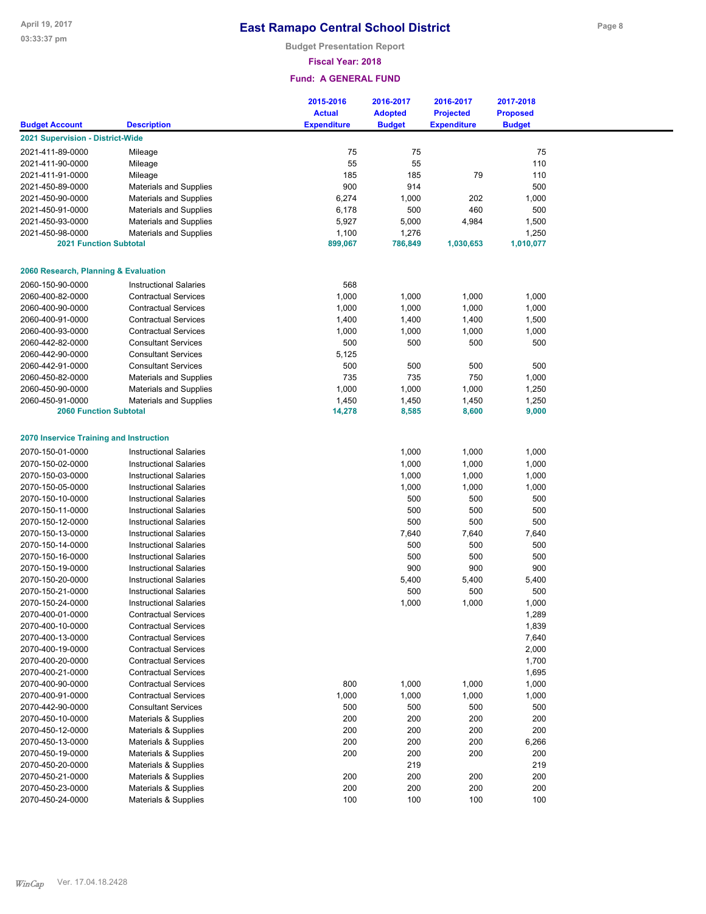# East Ramapo Central School District

**Budget Presentation Report**

**Fiscal Year: 2018**

**Fund: A GENERAL FUND**

| Budget Account | Description | 2015-2016 Actual Expenditure | 2016-2017 Adopted Budget | 2016-2017 Projected Expenditure | 2017-2018 Proposed Budget |
|---|---|---|---|---|---|
| **2021 Supervision - District-Wide** | | | | | |
| 2021-411-89-0000 | Mileage | 75 | 75 | | 75 |
| 2021-411-90-0000 | Mileage | 55 | 55 | | 110 |
| 2021-411-91-0000 | Mileage | 185 | 185 | 79 | 110 |
| 2021-450-89-0000 | Materials and Supplies | 900 | 914 | | 500 |
| 2021-450-90-0000 | Materials and Supplies | 6,274 | 1,000 | 202 | 1,000 |
| 2021-450-91-0000 | Materials and Supplies | 6,178 | 500 | 460 | 500 |
| 2021-450-93-0000 | Materials and Supplies | 5,927 | 5,000 | 4,984 | 1,500 |
| 2021-450-98-0000 | Materials and Supplies | 1,100 | 1,276 | | 1,250 |
| **2021 Function Subtotal** | | **899,067** | **786,849** | **1,030,653** | **1,010,077** |
| **2060 Research, Planning & Evaluation** | | | | | |
| 2060-150-90-0000 | Instructional Salaries | 568 | | | |
| 2060-400-82-0000 | Contractual Services | 1,000 | 1,000 | 1,000 | 1,000 |
| 2060-400-90-0000 | Contractual Services | 1,000 | 1,000 | 1,000 | 1,000 |
| 2060-400-91-0000 | Contractual Services | 1,400 | 1,400 | 1,400 | 1,500 |
| 2060-400-93-0000 | Contractual Services | 1,000 | 1,000 | 1,000 | 1,000 |
| 2060-442-82-0000 | Consultant Services | 500 | 500 | 500 | 500 |
| 2060-442-90-0000 | Consultant Services | 5,125 | | | |
| 2060-442-91-0000 | Consultant Services | 500 | 500 | 500 | 500 |
| 2060-450-82-0000 | Materials and Supplies | 735 | 735 | 750 | 1,000 |
| 2060-450-90-0000 | Materials and Supplies | 1,000 | 1,000 | 1,000 | 1,250 |
| 2060-450-91-0000 | Materials and Supplies | 1,450 | 1,450 | 1,450 | 1,250 |
| **2060 Function Subtotal** | | **14,278** | **8,585** | **8,600** | **9,000** |
| **2070 Inservice Training and Instruction** | | | | | |
| 2070-150-01-0000 | Instructional Salaries | | 1,000 | 1,000 | 1,000 |
| 2070-150-02-0000 | Instructional Salaries | | 1,000 | 1,000 | 1,000 |
| 2070-150-03-0000 | Instructional Salaries | | 1,000 | 1,000 | 1,000 |
| 2070-150-05-0000 | Instructional Salaries | | 1,000 | 1,000 | 1,000 |
| 2070-150-10-0000 | Instructional Salaries | | 500 | 500 | 500 |
| 2070-150-11-0000 | Instructional Salaries | | 500 | 500 | 500 |
| 2070-150-12-0000 | Instructional Salaries | | 500 | 500 | 500 |
| 2070-150-13-0000 | Instructional Salaries | | 7,640 | 7,640 | 7,640 |
| 2070-150-14-0000 | Instructional Salaries | | 500 | 500 | 500 |
| 2070-150-16-0000 | Instructional Salaries | | 500 | 500 | 500 |
| 2070-150-19-0000 | Instructional Salaries | | 900 | 900 | 900 |
| 2070-150-20-0000 | Instructional Salaries | | 5,400 | 5,400 | 5,400 |
| 2070-150-21-0000 | Instructional Salaries | | 500 | 500 | 500 |
| 2070-150-24-0000 | Instructional Salaries | | 1,000 | 1,000 | 1,000 |
| 2070-400-01-0000 | Contractual Services | | | | 1,289 |
| 2070-400-10-0000 | Contractual Services | | | | 1,839 |
| 2070-400-13-0000 | Contractual Services | | | | 7,640 |
| 2070-400-19-0000 | Contractual Services | | | | 2,000 |
| 2070-400-20-0000 | Contractual Services | | | | 1,700 |
| 2070-400-21-0000 | Contractual Services | | | | 1,695 |
| 2070-400-90-0000 | Contractual Services | 800 | 1,000 | 1,000 | 1,000 |
| 2070-400-91-0000 | Contractual Services | 1,000 | 1,000 | 1,000 | 1,000 |
| 2070-442-90-0000 | Consultant Services | 500 | 500 | 500 | 500 |
| 2070-450-10-0000 | Materials & Supplies | 200 | 200 | 200 | 200 |
| 2070-450-12-0000 | Materials & Supplies | 200 | 200 | 200 | 200 |
| 2070-450-13-0000 | Materials & Supplies | 200 | 200 | 200 | 6,266 |
| 2070-450-19-0000 | Materials & Supplies | 200 | 200 | 200 | 200 |
| 2070-450-20-0000 | Materials & Supplies | | 219 | | 219 |
| 2070-450-21-0000 | Materials & Supplies | 200 | 200 | 200 | 200 |
| 2070-450-23-0000 | Materials & Supplies | 200 | 200 | 200 | 200 |
| 2070-450-24-0000 | Materials & Supplies | 100 | 100 | 100 | 100 |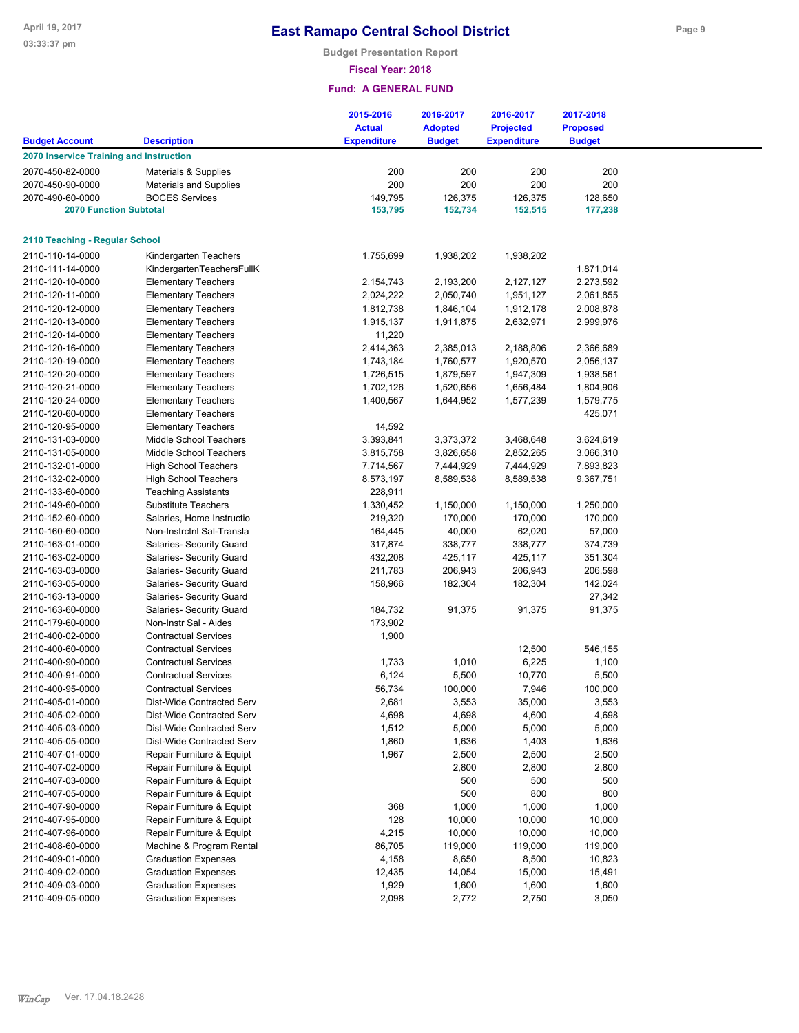# East Ramapo Central School District

**Budget Presentation Report**

**Fiscal Year: 2018**

**Fund: A GENERAL FUND**

| Budget Account | Description | 2015-2016 Actual Expenditure | 2016-2017 Adopted Budget | 2016-2017 Projected Expenditure | 2017-2018 Proposed Budget |
|---|---|---|---|---|---|
| **2070 Inservice Training and Instruction** | | | | | |
| 2070-450-82-0000 | Materials & Supplies | 200 | 200 | 200 | 200 |
| 2070-450-90-0000 | Materials and Supplies | 200 | 200 | 200 | 200 |
| 2070-490-60-0000 | BOCES Services | 149,795 | 126,375 | 126,375 | 128,650 |
| **2070 Function Subtotal** | | **153,795** | **152,734** | **152,515** | **177,238** |
| **2110 Teaching - Regular School** | | | | | |
| 2110-110-14-0000 | Kindergarten Teachers | 1,755,699 | 1,938,202 | 1,938,202 | |
| 2110-111-14-0000 | KindergartenTeachersFullK | | | | 1,871,014 |
| 2110-120-10-0000 | Elementary Teachers | 2,154,743 | 2,193,200 | 2,127,127 | 2,273,592 |
| 2110-120-11-0000 | Elementary Teachers | 2,024,222 | 2,050,740 | 1,951,127 | 2,061,855 |
| 2110-120-12-0000 | Elementary Teachers | 1,812,738 | 1,846,104 | 1,912,178 | 2,008,878 |
| 2110-120-13-0000 | Elementary Teachers | 1,915,137 | 1,911,875 | 2,632,971 | 2,999,976 |
| 2110-120-14-0000 | Elementary Teachers | 11,220 | | | |
| 2110-120-16-0000 | Elementary Teachers | 2,414,363 | 2,385,013 | 2,188,806 | 2,366,689 |
| 2110-120-19-0000 | Elementary Teachers | 1,743,184 | 1,760,577 | 1,920,570 | 2,056,137 |
| 2110-120-20-0000 | Elementary Teachers | 1,726,515 | 1,879,597 | 1,947,309 | 1,938,561 |
| 2110-120-21-0000 | Elementary Teachers | 1,702,126 | 1,520,656 | 1,656,484 | 1,804,906 |
| 2110-120-24-0000 | Elementary Teachers | 1,400,567 | 1,644,952 | 1,577,239 | 1,579,775 |
| 2110-120-60-0000 | Elementary Teachers | | | | 425,071 |
| 2110-120-95-0000 | Elementary Teachers | 14,592 | | | |
| 2110-131-03-0000 | Middle School Teachers | 3,393,841 | 3,373,372 | 3,468,648 | 3,624,619 |
| 2110-131-05-0000 | Middle School Teachers | 3,815,758 | 3,826,658 | 2,852,265 | 3,066,310 |
| 2110-132-01-0000 | High School Teachers | 7,714,567 | 7,444,929 | 7,444,929 | 7,893,823 |
| 2110-132-02-0000 | High School Teachers | 8,573,197 | 8,589,538 | 8,589,538 | 9,367,751 |
| 2110-133-60-0000 | Teaching Assistants | 228,911 | | | |
| 2110-149-60-0000 | Substitute Teachers | 1,330,452 | 1,150,000 | 1,150,000 | 1,250,000 |
| 2110-152-60-0000 | Salaries, Home Instructio | 219,320 | 170,000 | 170,000 | 170,000 |
| 2110-160-60-0000 | Non-Instrctnl Sal-Transla | 164,445 | 40,000 | 62,020 | 57,000 |
| 2110-163-01-0000 | Salaries- Security Guard | 317,874 | 338,777 | 338,777 | 374,739 |
| 2110-163-02-0000 | Salaries- Security Guard | 432,208 | 425,117 | 425,117 | 351,304 |
| 2110-163-03-0000 | Salaries- Security Guard | 211,783 | 206,943 | 206,943 | 206,598 |
| 2110-163-05-0000 | Salaries- Security Guard | 158,966 | 182,304 | 182,304 | 142,024 |
| 2110-163-13-0000 | Salaries- Security Guard | | | | 27,342 |
| 2110-163-60-0000 | Salaries- Security Guard | 184,732 | 91,375 | 91,375 | 91,375 |
| 2110-179-60-0000 | Non-Instr Sal - Aides | 173,902 | | | |
| 2110-400-02-0000 | Contractual Services | 1,900 | | | |
| 2110-400-60-0000 | Contractual Services | | | 12,500 | 546,155 |
| 2110-400-90-0000 | Contractual Services | 1,733 | 1,010 | 6,225 | 1,100 |
| 2110-400-91-0000 | Contractual Services | 6,124 | 5,500 | 10,770 | 5,500 |
| 2110-400-95-0000 | Contractual Services | 56,734 | 100,000 | 7,946 | 100,000 |
| 2110-405-01-0000 | Dist-Wide Contracted Serv | 2,681 | 3,553 | 35,000 | 3,553 |
| 2110-405-02-0000 | Dist-Wide Contracted Serv | 4,698 | 4,698 | 4,600 | 4,698 |
| 2110-405-03-0000 | Dist-Wide Contracted Serv | 1,512 | 5,000 | 5,000 | 5,000 |
| 2110-405-05-0000 | Dist-Wide Contracted Serv | 1,860 | 1,636 | 1,403 | 1,636 |
| 2110-407-01-0000 | Repair Furniture & Equipt | 1,967 | 2,500 | 2,500 | 2,500 |
| 2110-407-02-0000 | Repair Furniture & Equipt | | 2,800 | 2,800 | 2,800 |
| 2110-407-03-0000 | Repair Furniture & Equipt | | 500 | 500 | 500 |
| 2110-407-05-0000 | Repair Furniture & Equipt | | 500 | 800 | 800 |
| 2110-407-90-0000 | Repair Furniture & Equipt | 368 | 1,000 | 1,000 | 1,000 |
| 2110-407-95-0000 | Repair Furniture & Equipt | 128 | 10,000 | 10,000 | 10,000 |
| 2110-407-96-0000 | Repair Furniture & Equipt | 4,215 | 10,000 | 10,000 | 10,000 |
| 2110-408-60-0000 | Machine & Program Rental | 86,705 | 119,000 | 119,000 | 119,000 |
| 2110-409-01-0000 | Graduation Expenses | 4,158 | 8,650 | 8,500 | 10,823 |
| 2110-409-02-0000 | Graduation Expenses | 12,435 | 14,054 | 15,000 | 15,491 |
| 2110-409-03-0000 | Graduation Expenses | 1,929 | 1,600 | 1,600 | 1,600 |
| 2110-409-05-0000 | Graduation Expenses | 2,098 | 2,772 | 2,750 | 3,050 |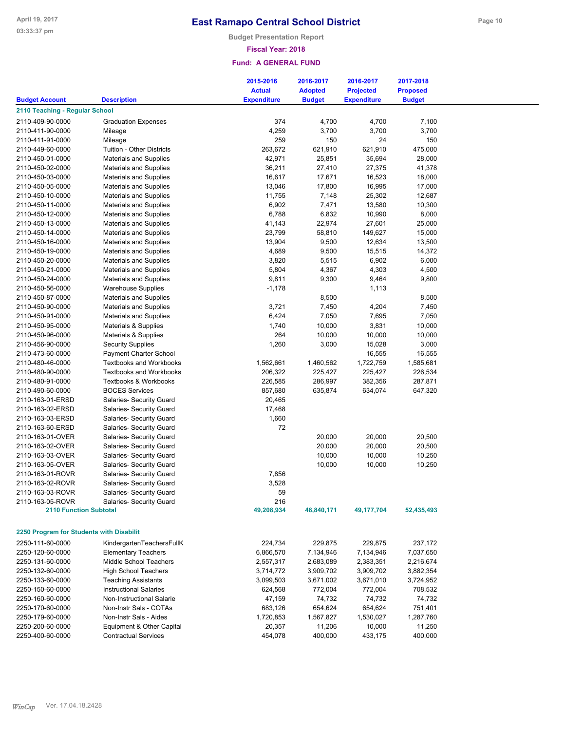# East Ramapo Central School District

**Budget Presentation Report**

**Fiscal Year: 2018**

**Fund: A GENERAL FUND**

| Budget Account | Description | 2015-2016 Actual Expenditure | 2016-2017 Adopted Budget | 2016-2017 Projected Expenditure | 2017-2018 Proposed Budget |
|---|---|---|---|---|---|
| **2110 Teaching - Regular School** | | | | | |
| 2110-409-90-0000 | Graduation Expenses | 374 | 4,700 | 4,700 | 7,100 |
| 2110-411-90-0000 | Mileage | 4,259 | 3,700 | 3,700 | 3,700 |
| 2110-411-91-0000 | Mileage | 259 | 150 | 24 | 150 |
| 2110-449-60-0000 | Tuition - Other Districts | 263,672 | 621,910 | 621,910 | 475,000 |
| 2110-450-01-0000 | Materials and Supplies | 42,971 | 25,851 | 35,694 | 28,000 |
| 2110-450-02-0000 | Materials and Supplies | 36,211 | 27,410 | 27,375 | 41,378 |
| 2110-450-03-0000 | Materials and Supplies | 16,617 | 17,671 | 16,523 | 18,000 |
| 2110-450-05-0000 | Materials and Supplies | 13,046 | 17,800 | 16,995 | 17,000 |
| 2110-450-10-0000 | Materials and Supplies | 11,755 | 7,148 | 25,302 | 12,687 |
| 2110-450-11-0000 | Materials and Supplies | 6,902 | 7,471 | 13,580 | 10,300 |
| 2110-450-12-0000 | Materials and Supplies | 6,788 | 6,832 | 10,990 | 8,000 |
| 2110-450-13-0000 | Materials and Supplies | 41,143 | 22,974 | 27,601 | 25,000 |
| 2110-450-14-0000 | Materials and Supplies | 23,799 | 58,810 | 149,627 | 15,000 |
| 2110-450-16-0000 | Materials and Supplies | 13,904 | 9,500 | 12,634 | 13,500 |
| 2110-450-19-0000 | Materials and Supplies | 4,689 | 9,500 | 15,515 | 14,372 |
| 2110-450-20-0000 | Materials and Supplies | 3,820 | 5,515 | 6,902 | 6,000 |
| 2110-450-21-0000 | Materials and Supplies | 5,804 | 4,367 | 4,303 | 4,500 |
| 2110-450-24-0000 | Materials and Supplies | 9,811 | 9,300 | 9,464 | 9,800 |
| 2110-450-56-0000 | Warehouse Supplies | -1,178 | | 1,113 | |
| 2110-450-87-0000 | Materials and Supplies | | 8,500 | | 8,500 |
| 2110-450-90-0000 | Materials and Supplies | 3,721 | 7,450 | 4,204 | 7,450 |
| 2110-450-91-0000 | Materials and Supplies | 6,424 | 7,050 | 7,695 | 7,050 |
| 2110-450-95-0000 | Materials & Supplies | 1,740 | 10,000 | 3,831 | 10,000 |
| 2110-450-96-0000 | Materials & Supplies | 264 | 10,000 | 10,000 | 10,000 |
| 2110-456-90-0000 | Security Supplies | 1,260 | 3,000 | 15,028 | 3,000 |
| 2110-473-60-0000 | Payment Charter School | | | 16,555 | 16,555 |
| 2110-480-46-0000 | Textbooks and Workbooks | 1,562,661 | 1,460,562 | 1,722,759 | 1,585,681 |
| 2110-480-90-0000 | Textbooks and Workbooks | 206,322 | 225,427 | 225,427 | 226,534 |
| 2110-480-91-0000 | Textbooks & Workbooks | 226,585 | 286,997 | 382,356 | 287,871 |
| 2110-490-60-0000 | BOCES Services | 857,680 | 635,874 | 634,074 | 647,320 |
| 2110-163-01-ERSD | Salaries- Security Guard | 20,465 | | | |
| 2110-163-02-ERSD | Salaries- Security Guard | 17,468 | | | |
| 2110-163-03-ERSD | Salaries- Security Guard | 1,660 | | | |
| 2110-163-60-ERSD | Salaries- Security Guard | 72 | | | |
| 2110-163-01-OVER | Salaries- Security Guard | | 20,000 | 20,000 | 20,500 |
| 2110-163-02-OVER | Salaries- Security Guard | | 20,000 | 20,000 | 20,500 |
| 2110-163-03-OVER | Salaries- Security Guard | | 10,000 | 10,000 | 10,250 |
| 2110-163-05-OVER | Salaries- Security Guard | | 10,000 | 10,000 | 10,250 |
| 2110-163-01-ROVR | Salaries- Security Guard | 7,856 | | | |
| 2110-163-02-ROVR | Salaries- Security Guard | 3,528 | | | |
| 2110-163-03-ROVR | Salaries- Security Guard | 59 | | | |
| 2110-163-05-ROVR | Salaries- Security Guard | 216 | | | |
| **2110 Function Subtotal** | | **49,208,934** | **48,840,171** | **49,177,704** | **52,435,493** |
| **2250 Program for Students with Disabilit** | | | | | |
| 2250-111-60-0000 | KindergartenTeachersFullK | 224,734 | 229,875 | 229,875 | 237,172 |
| 2250-120-60-0000 | Elementary Teachers | 6,866,570 | 7,134,946 | 7,134,946 | 7,037,650 |
| 2250-131-60-0000 | Middle School Teachers | 2,557,317 | 2,683,089 | 2,383,351 | 2,216,674 |
| 2250-132-60-0000 | High School Teachers | 3,714,772 | 3,909,702 | 3,909,702 | 3,882,354 |
| 2250-133-60-0000 | Teaching Assistants | 3,099,503 | 3,671,002 | 3,671,010 | 3,724,952 |
| 2250-150-60-0000 | Instructional Salaries | 624,568 | 772,004 | 772,004 | 708,532 |
| 2250-160-60-0000 | Non-Instructional Salarie | 47,159 | 74,732 | 74,732 | 74,732 |
| 2250-170-60-0000 | Non-Instr Sals - COTAs | 683,126 | 654,624 | 654,624 | 751,401 |
| 2250-179-60-0000 | Non-Instr Sals - Aides | 1,720,853 | 1,567,827 | 1,530,027 | 1,287,760 |
| 2250-200-60-0000 | Equipment & Other Capital | 20,357 | 11,206 | 10,000 | 11,250 |
| 2250-400-60-0000 | Contractual Services | 454,078 | 400,000 | 433,175 | 400,000 |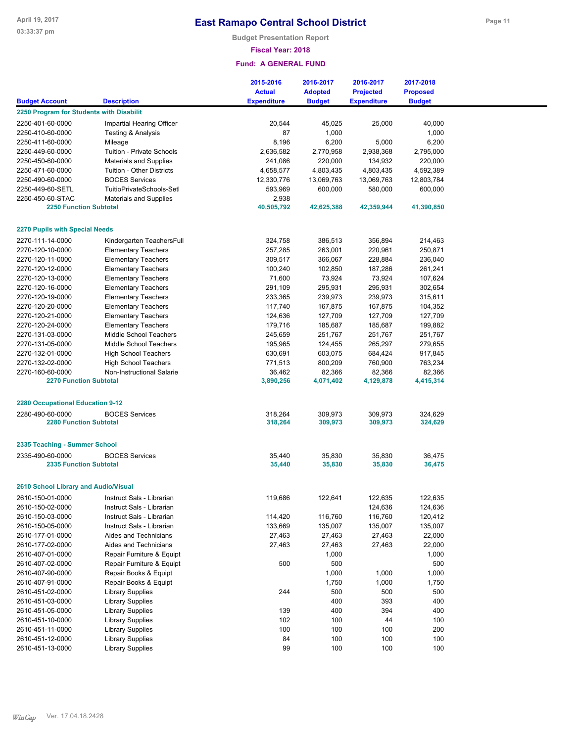# East Ramapo Central School District

**Budget Presentation Report**

**Fiscal Year: 2018**

**Fund: A GENERAL FUND**

| Budget Account | Description | 2015-2016 Actual Expenditure | 2016-2017 Adopted Budget | 2016-2017 Projected Expenditure | 2017-2018 Proposed Budget |
|---|---|---|---|---|---|
| **2250 Program for Students with Disabilit** | | | | | |
| 2250-401-60-0000 | Impartial Hearing Officer | 20,544 | 45,025 | 25,000 | 40,000 |
| 2250-410-60-0000 | Testing & Analysis | 87 | 1,000 | | 1,000 |
| 2250-411-60-0000 | Mileage | 8,196 | 6,200 | 5,000 | 6,200 |
| 2250-449-60-0000 | Tuition - Private Schools | 2,636,582 | 2,770,958 | 2,938,368 | 2,795,000 |
| 2250-450-60-0000 | Materials and Supplies | 241,086 | 220,000 | 134,932 | 220,000 |
| 2250-471-60-0000 | Tuition - Other Districts | 4,658,577 | 4,803,435 | 4,803,435 | 4,592,389 |
| 2250-490-60-0000 | BOCES Services | 12,330,776 | 13,069,763 | 13,069,763 | 12,803,784 |
| 2250-449-60-SETL | TuitioPrivateSchools-Setl | 593,969 | 600,000 | 580,000 | 600,000 |
| 2250-450-60-STAC | Materials and Supplies | 2,938 | | | |
| **2250 Function Subtotal** | | **40,505,792** | **42,625,388** | **42,359,944** | **41,390,850** |
| **2270 Pupils with Special Needs** | | | | | |
| 2270-111-14-0000 | Kindergarten TeachersFull | 324,758 | 386,513 | 356,894 | 214,463 |
| 2270-120-10-0000 | Elementary Teachers | 257,285 | 263,001 | 220,961 | 250,871 |
| 2270-120-11-0000 | Elementary Teachers | 309,517 | 366,067 | 228,884 | 236,040 |
| 2270-120-12-0000 | Elementary Teachers | 100,240 | 102,850 | 187,286 | 261,241 |
| 2270-120-13-0000 | Elementary Teachers | 71,600 | 73,924 | 73,924 | 107,624 |
| 2270-120-16-0000 | Elementary Teachers | 291,109 | 295,931 | 295,931 | 302,654 |
| 2270-120-19-0000 | Elementary Teachers | 233,365 | 239,973 | 239,973 | 315,611 |
| 2270-120-20-0000 | Elementary Teachers | 117,740 | 167,875 | 167,875 | 104,352 |
| 2270-120-21-0000 | Elementary Teachers | 124,636 | 127,709 | 127,709 | 127,709 |
| 2270-120-24-0000 | Elementary Teachers | 179,716 | 185,687 | 185,687 | 199,882 |
| 2270-131-03-0000 | Middle School Teachers | 245,659 | 251,767 | 251,767 | 251,767 |
| 2270-131-05-0000 | Middle School Teachers | 195,965 | 124,455 | 265,297 | 279,655 |
| 2270-132-01-0000 | High School Teachers | 630,691 | 603,075 | 684,424 | 917,845 |
| 2270-132-02-0000 | High School Teachers | 771,513 | 800,209 | 760,900 | 763,234 |
| 2270-160-60-0000 | Non-Instructional Salarie | 36,462 | 82,366 | 82,366 | 82,366 |
| **2270 Function Subtotal** | | **3,890,256** | **4,071,402** | **4,129,878** | **4,415,314** |
| **2280 Occupational Education 9-12** | | | | | |
| 2280-490-60-0000 | BOCES Services | 318,264 | 309,973 | 309,973 | 324,629 |
| **2280 Function Subtotal** | | **318,264** | **309,973** | **309,973** | **324,629** |
| **2335 Teaching - Summer School** | | | | | |
| 2335-490-60-0000 | BOCES Services | 35,440 | 35,830 | 35,830 | 36,475 |
| **2335 Function Subtotal** | | **35,440** | **35,830** | **35,830** | **36,475** |
| **2610 School Library and Audio/Visual** | | | | | |
| 2610-150-01-0000 | Instruct Sals - Librarian | 119,686 | 122,641 | 122,635 | 122,635 |
| 2610-150-02-0000 | Instruct Sals - Librarian | | | 124,636 | 124,636 |
| 2610-150-03-0000 | Instruct Sals - Librarian | 114,420 | 116,760 | 116,760 | 120,412 |
| 2610-150-05-0000 | Instruct Sals - Librarian | 133,669 | 135,007 | 135,007 | 135,007 |
| 2610-177-01-0000 | Aides and Technicians | 27,463 | 27,463 | 27,463 | 22,000 |
| 2610-177-02-0000 | Aides and Technicians | 27,463 | 27,463 | 27,463 | 22,000 |
| 2610-407-01-0000 | Repair Furniture & Equipt | | 1,000 | | 1,000 |
| 2610-407-02-0000 | Repair Furniture & Equipt | 500 | 500 | | 500 |
| 2610-407-90-0000 | Repair Books & Equipt | | 1,000 | 1,000 | 1,000 |
| 2610-407-91-0000 | Repair Books & Equipt | | 1,750 | 1,000 | 1,750 |
| 2610-451-02-0000 | Library Supplies | 244 | 500 | 500 | 500 |
| 2610-451-03-0000 | Library Supplies | | 400 | 393 | 400 |
| 2610-451-05-0000 | Library Supplies | 139 | 400 | 394 | 400 |
| 2610-451-10-0000 | Library Supplies | 102 | 100 | 44 | 100 |
| 2610-451-11-0000 | Library Supplies | 100 | 100 | 100 | 200 |
| 2610-451-12-0000 | Library Supplies | 84 | 100 | 100 | 100 |
| 2610-451-13-0000 | Library Supplies | 99 | 100 | 100 | 100 |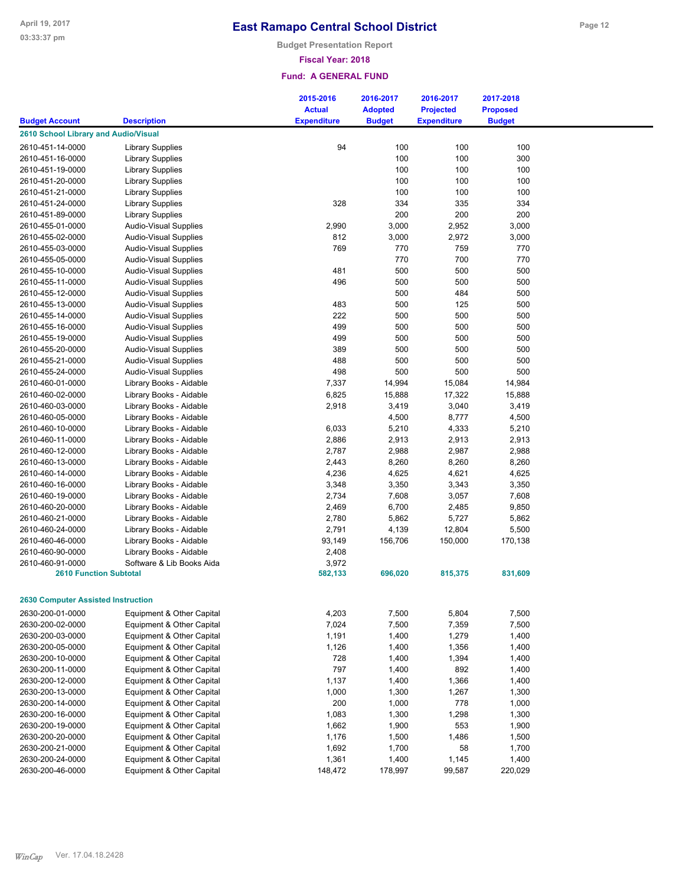# East Ramapo Central School District

**Budget Presentation Report**

**Fiscal Year: 2018**

**Fund: A GENERAL FUND**

| Budget Account | Description | 2015-2016 Actual Expenditure | 2016-2017 Adopted Budget | 2016-2017 Projected Expenditure | 2017-2018 Proposed Budget |
|---|---|---|---|---|---|
| **2610 School Library and Audio/Visual** | | | | | |
| 2610-451-14-0000 | Library Supplies | 94 | 100 | 100 | 100 |
| 2610-451-16-0000 | Library Supplies | | 100 | 100 | 300 |
| 2610-451-19-0000 | Library Supplies | | 100 | 100 | 100 |
| 2610-451-20-0000 | Library Supplies | | 100 | 100 | 100 |
| 2610-451-21-0000 | Library Supplies | | 100 | 100 | 100 |
| 2610-451-24-0000 | Library Supplies | 328 | 334 | 335 | 334 |
| 2610-451-89-0000 | Library Supplies | | 200 | 200 | 200 |
| 2610-455-01-0000 | Audio-Visual Supplies | 2,990 | 3,000 | 2,952 | 3,000 |
| 2610-455-02-0000 | Audio-Visual Supplies | 812 | 3,000 | 2,972 | 3,000 |
| 2610-455-03-0000 | Audio-Visual Supplies | 769 | 770 | 759 | 770 |
| 2610-455-05-0000 | Audio-Visual Supplies | | 770 | 700 | 770 |
| 2610-455-10-0000 | Audio-Visual Supplies | 481 | 500 | 500 | 500 |
| 2610-455-11-0000 | Audio-Visual Supplies | 496 | 500 | 500 | 500 |
| 2610-455-12-0000 | Audio-Visual Supplies | | 500 | 484 | 500 |
| 2610-455-13-0000 | Audio-Visual Supplies | 483 | 500 | 125 | 500 |
| 2610-455-14-0000 | Audio-Visual Supplies | 222 | 500 | 500 | 500 |
| 2610-455-16-0000 | Audio-Visual Supplies | 499 | 500 | 500 | 500 |
| 2610-455-19-0000 | Audio-Visual Supplies | 499 | 500 | 500 | 500 |
| 2610-455-20-0000 | Audio-Visual Supplies | 389 | 500 | 500 | 500 |
| 2610-455-21-0000 | Audio-Visual Supplies | 488 | 500 | 500 | 500 |
| 2610-455-24-0000 | Audio-Visual Supplies | 498 | 500 | 500 | 500 |
| 2610-460-01-0000 | Library Books - Aidable | 7,337 | 14,994 | 15,084 | 14,984 |
| 2610-460-02-0000 | Library Books - Aidable | 6,825 | 15,888 | 17,322 | 15,888 |
| 2610-460-03-0000 | Library Books - Aidable | 2,918 | 3,419 | 3,040 | 3,419 |
| 2610-460-05-0000 | Library Books - Aidable | | 4,500 | 8,777 | 4,500 |
| 2610-460-10-0000 | Library Books - Aidable | 6,033 | 5,210 | 4,333 | 5,210 |
| 2610-460-11-0000 | Library Books - Aidable | 2,886 | 2,913 | 2,913 | 2,913 |
| 2610-460-12-0000 | Library Books - Aidable | 2,787 | 2,988 | 2,987 | 2,988 |
| 2610-460-13-0000 | Library Books - Aidable | 2,443 | 8,260 | 8,260 | 8,260 |
| 2610-460-14-0000 | Library Books - Aidable | 4,236 | 4,625 | 4,621 | 4,625 |
| 2610-460-16-0000 | Library Books - Aidable | 3,348 | 3,350 | 3,343 | 3,350 |
| 2610-460-19-0000 | Library Books - Aidable | 2,734 | 7,608 | 3,057 | 7,608 |
| 2610-460-20-0000 | Library Books - Aidable | 2,469 | 6,700 | 2,485 | 9,850 |
| 2610-460-21-0000 | Library Books - Aidable | 2,780 | 5,862 | 5,727 | 5,862 |
| 2610-460-24-0000 | Library Books - Aidable | 2,791 | 4,139 | 12,804 | 5,500 |
| 2610-460-46-0000 | Library Books - Aidable | 93,149 | 156,706 | 150,000 | 170,138 |
| 2610-460-90-0000 | Library Books - Aidable | 2,408 | | | |
| 2610-460-91-0000 | Software & Lib Books Aida | 3,972 | | | |
| **2610 Function Subtotal** | | **582,133** | **696,020** | **815,375** | **831,609** |
| **2630 Computer Assisted Instruction** | | | | | |
| 2630-200-01-0000 | Equipment & Other Capital | 4,203 | 7,500 | 5,804 | 7,500 |
| 2630-200-02-0000 | Equipment & Other Capital | 7,024 | 7,500 | 7,359 | 7,500 |
| 2630-200-03-0000 | Equipment & Other Capital | 1,191 | 1,400 | 1,279 | 1,400 |
| 2630-200-05-0000 | Equipment & Other Capital | 1,126 | 1,400 | 1,356 | 1,400 |
| 2630-200-10-0000 | Equipment & Other Capital | 728 | 1,400 | 1,394 | 1,400 |
| 2630-200-11-0000 | Equipment & Other Capital | 797 | 1,400 | 892 | 1,400 |
| 2630-200-12-0000 | Equipment & Other Capital | 1,137 | 1,400 | 1,366 | 1,400 |
| 2630-200-13-0000 | Equipment & Other Capital | 1,000 | 1,300 | 1,267 | 1,300 |
| 2630-200-14-0000 | Equipment & Other Capital | 200 | 1,000 | 778 | 1,000 |
| 2630-200-16-0000 | Equipment & Other Capital | 1,083 | 1,300 | 1,298 | 1,300 |
| 2630-200-19-0000 | Equipment & Other Capital | 1,662 | 1,900 | 553 | 1,900 |
| 2630-200-20-0000 | Equipment & Other Capital | 1,176 | 1,500 | 1,486 | 1,500 |
| 2630-200-21-0000 | Equipment & Other Capital | 1,692 | 1,700 | 58 | 1,700 |
| 2630-200-24-0000 | Equipment & Other Capital | 1,361 | 1,400 | 1,145 | 1,400 |
| 2630-200-46-0000 | Equipment & Other Capital | 148,472 | 178,997 | 99,587 | 220,029 |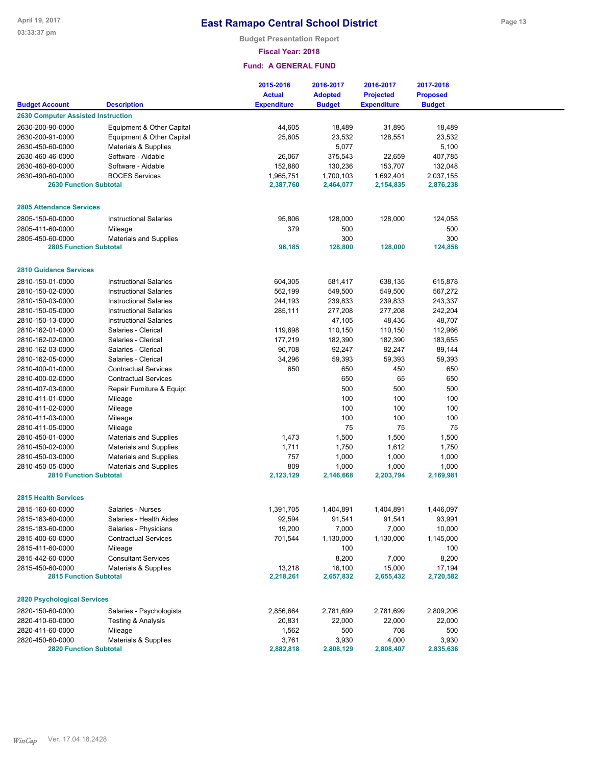# East Ramapo Central School District

**Budget Presentation Report**

**Fiscal Year: 2018**

**Fund: A GENERAL FUND**

| Budget Account | Description | 2015-2016 Actual Expenditure | 2016-2017 Adopted Budget | 2016-2017 Projected Expenditure | 2017-2018 Proposed Budget |
|---|---|---|---|---|---|
| **2630 Computer Assisted Instruction** | | | | | |
| 2630-200-90-0000 | Equipment & Other Capital | 44,605 | 18,489 | 31,895 | 18,489 |
| 2630-200-91-0000 | Equipment & Other Capital | 25,605 | 23,532 | 128,551 | 23,532 |
| 2630-450-60-0000 | Materials & Supplies | | 5,077 | | 5,100 |
| 2630-460-46-0000 | Software - Aidable | 26,067 | 375,543 | 22,659 | 407,785 |
| 2630-460-60-0000 | Software - Aidable | 152,880 | 130,236 | 153,707 | 132,048 |
| 2630-490-60-0000 | BOCES Services | 1,965,751 | 1,700,103 | 1,692,401 | 2,037,155 |
| **2630 Function Subtotal** | | **2,387,760** | **2,464,077** | **2,154,835** | **2,876,238** |
| **2805 Attendance Services** | | | | | |
| 2805-150-60-0000 | Instructional Salaries | 95,806 | 128,000 | 128,000 | 124,058 |
| 2805-411-60-0000 | Mileage | 379 | 500 | | 500 |
| 2805-450-60-0000 | Materials and Supplies | | 300 | | 300 |
| **2805 Function Subtotal** | | **96,185** | **128,800** | **128,000** | **124,858** |
| **2810 Guidance Services** | | | | | |
| 2810-150-01-0000 | Instructional Salaries | 604,305 | 581,417 | 638,135 | 615,878 |
| 2810-150-02-0000 | Instructional Salaries | 562,199 | 549,500 | 549,500 | 567,272 |
| 2810-150-03-0000 | Instructional Salaries | 244,193 | 239,833 | 239,833 | 243,337 |
| 2810-150-05-0000 | Instructional Salaries | 285,111 | 277,208 | 277,208 | 242,204 |
| 2810-150-13-0000 | Instructional Salaries | | 47,105 | 48,436 | 48,707 |
| 2810-162-01-0000 | Salaries - Clerical | 119,698 | 110,150 | 110,150 | 112,966 |
| 2810-162-02-0000 | Salaries - Clerical | 177,219 | 182,390 | 182,390 | 183,655 |
| 2810-162-03-0000 | Salaries - Clerical | 90,708 | 92,247 | 92,247 | 89,144 |
| 2810-162-05-0000 | Salaries - Clerical | 34,296 | 59,393 | 59,393 | 59,393 |
| 2810-400-01-0000 | Contractual Services | 650 | 650 | 450 | 650 |
| 2810-400-02-0000 | Contractual Services | | 650 | 65 | 650 |
| 2810-407-03-0000 | Repair Furniture & Equipt | | 500 | 500 | 500 |
| 2810-411-01-0000 | Mileage | | 100 | 100 | 100 |
| 2810-411-02-0000 | Mileage | | 100 | 100 | 100 |
| 2810-411-03-0000 | Mileage | | 100 | 100 | 100 |
| 2810-411-05-0000 | Mileage | | 75 | 75 | 75 |
| 2810-450-01-0000 | Materials and Supplies | 1,473 | 1,500 | 1,500 | 1,500 |
| 2810-450-02-0000 | Materials and Supplies | 1,711 | 1,750 | 1,612 | 1,750 |
| 2810-450-03-0000 | Materials and Supplies | 757 | 1,000 | 1,000 | 1,000 |
| 2810-450-05-0000 | Materials and Supplies | 809 | 1,000 | 1,000 | 1,000 |
| **2810 Function Subtotal** | | **2,123,129** | **2,146,668** | **2,203,794** | **2,169,981** |
| **2815 Health Services** | | | | | |
| 2815-160-60-0000 | Salaries - Nurses | 1,391,705 | 1,404,891 | 1,404,891 | 1,446,097 |
| 2815-163-60-0000 | Salaries - Health Aides | 92,594 | 91,541 | 91,541 | 93,991 |
| 2815-183-60-0000 | Salaries - Physicians | 19,200 | 7,000 | 7,000 | 10,000 |
| 2815-400-60-0000 | Contractual Services | 701,544 | 1,130,000 | 1,130,000 | 1,145,000 |
| 2815-411-60-0000 | Mileage | | 100 | | 100 |
| 2815-442-60-0000 | Consultant Services | | 8,200 | 7,000 | 8,200 |
| 2815-450-60-0000 | Materials & Supplies | 13,218 | 16,100 | 15,000 | 17,194 |
| **2815 Function Subtotal** | | **2,218,261** | **2,657,832** | **2,655,432** | **2,720,582** |
| **2820 Psychological Services** | | | | | |
| 2820-150-60-0000 | Salaries - Psychologists | 2,856,664 | 2,781,699 | 2,781,699 | 2,809,206 |
| 2820-410-60-0000 | Testing & Analysis | 20,831 | 22,000 | 22,000 | 22,000 |
| 2820-411-60-0000 | Mileage | 1,562 | 500 | 708 | 500 |
| 2820-450-60-0000 | Materials & Supplies | 3,761 | 3,930 | 4,000 | 3,930 |
| **2820 Function Subtotal** | | **2,882,818** | **2,808,129** | **2,808,407** | **2,835,636** |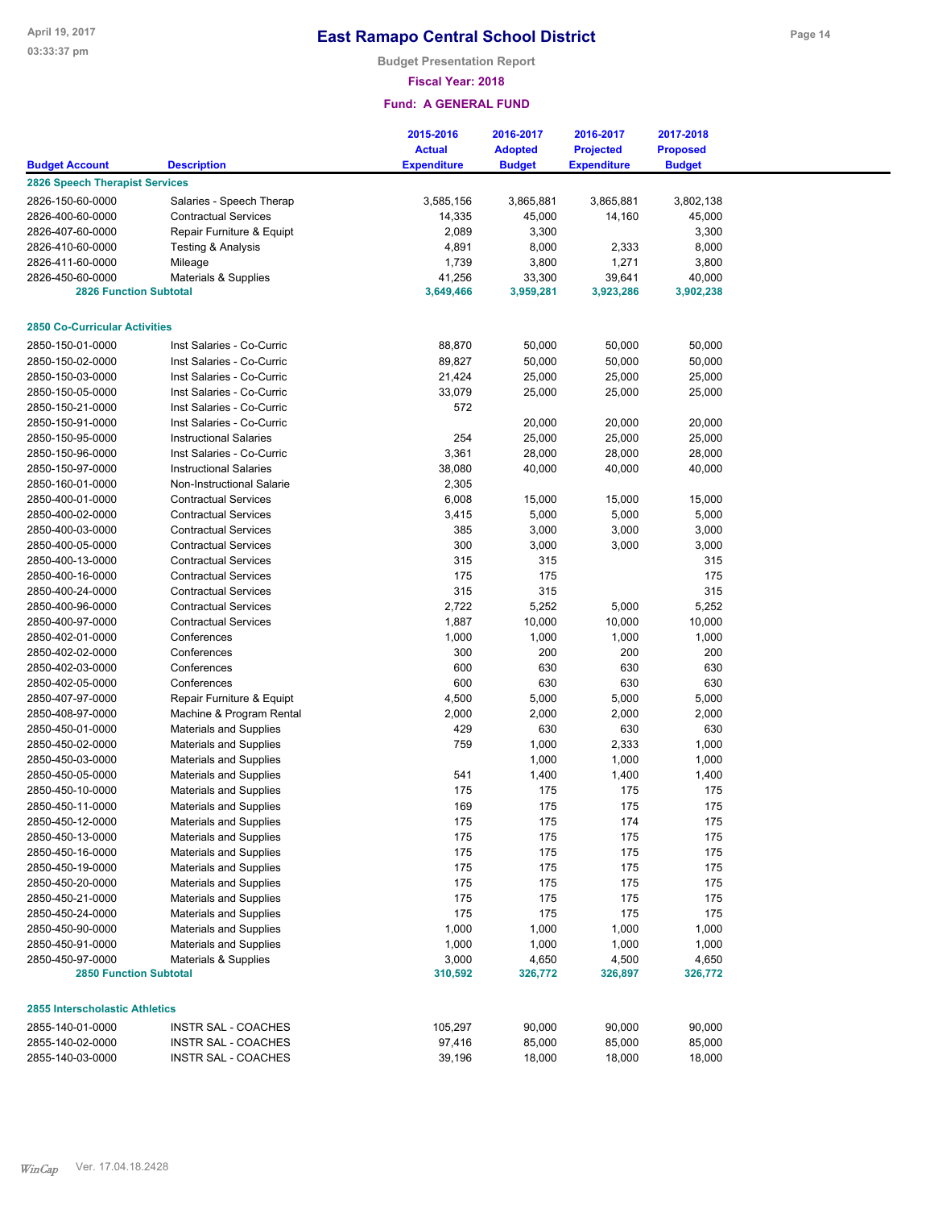# East Ramapo Central School District

**Budget Presentation Report**

**Fiscal Year: 2018**

**Fund: A GENERAL FUND**

| Budget Account | Description | 2015-2016 Actual Expenditure | 2016-2017 Adopted Budget | 2016-2017 Projected Expenditure | 2017-2018 Proposed Budget |
|---|---|---|---|---|---|
| **2826 Speech Therapist Services** | | | | | |
| 2826-150-60-0000 | Salaries - Speech Therap | 3,585,156 | 3,865,881 | 3,865,881 | 3,802,138 |
| 2826-400-60-0000 | Contractual Services | 14,335 | 45,000 | 14,160 | 45,000 |
| 2826-407-60-0000 | Repair Furniture & Equipt | 2,089 | 3,300 | | 3,300 |
| 2826-410-60-0000 | Testing & Analysis | 4,891 | 8,000 | 2,333 | 8,000 |
| 2826-411-60-0000 | Mileage | 1,739 | 3,800 | 1,271 | 3,800 |
| 2826-450-60-0000 | Materials & Supplies | 41,256 | 33,300 | 39,641 | 40,000 |
| **2826 Function Subtotal** | | **3,649,466** | **3,959,281** | **3,923,286** | **3,902,238** |
| **2850 Co-Curricular Activities** | | | | | |
| 2850-150-01-0000 | Inst Salaries - Co-Curric | 88,870 | 50,000 | 50,000 | 50,000 |
| 2850-150-02-0000 | Inst Salaries - Co-Curric | 89,827 | 50,000 | 50,000 | 50,000 |
| 2850-150-03-0000 | Inst Salaries - Co-Curric | 21,424 | 25,000 | 25,000 | 25,000 |
| 2850-150-05-0000 | Inst Salaries - Co-Curric | 33,079 | 25,000 | 25,000 | 25,000 |
| 2850-150-21-0000 | Inst Salaries - Co-Curric | 572 | | | |
| 2850-150-91-0000 | Inst Salaries - Co-Curric | | 20,000 | 20,000 | 20,000 |
| 2850-150-95-0000 | Instructional Salaries | 254 | 25,000 | 25,000 | 25,000 |
| 2850-150-96-0000 | Inst Salaries - Co-Curric | 3,361 | 28,000 | 28,000 | 28,000 |
| 2850-150-97-0000 | Instructional Salaries | 38,080 | 40,000 | 40,000 | 40,000 |
| 2850-160-01-0000 | Non-Instructional Salarie | 2,305 | | | |
| 2850-400-01-0000 | Contractual Services | 6,008 | 15,000 | 15,000 | 15,000 |
| 2850-400-02-0000 | Contractual Services | 3,415 | 5,000 | 5,000 | 5,000 |
| 2850-400-03-0000 | Contractual Services | 385 | 3,000 | 3,000 | 3,000 |
| 2850-400-05-0000 | Contractual Services | 300 | 3,000 | 3,000 | 3,000 |
| 2850-400-13-0000 | Contractual Services | 315 | 315 | | 315 |
| 2850-400-16-0000 | Contractual Services | 175 | 175 | | 175 |
| 2850-400-24-0000 | Contractual Services | 315 | 315 | | 315 |
| 2850-400-96-0000 | Contractual Services | 2,722 | 5,252 | 5,000 | 5,252 |
| 2850-400-97-0000 | Contractual Services | 1,887 | 10,000 | 10,000 | 10,000 |
| 2850-402-01-0000 | Conferences | 1,000 | 1,000 | 1,000 | 1,000 |
| 2850-402-02-0000 | Conferences | 300 | 200 | 200 | 200 |
| 2850-402-03-0000 | Conferences | 600 | 630 | 630 | 630 |
| 2850-402-05-0000 | Conferences | 600 | 630 | 630 | 630 |
| 2850-407-97-0000 | Repair Furniture & Equipt | 4,500 | 5,000 | 5,000 | 5,000 |
| 2850-408-97-0000 | Machine & Program Rental | 2,000 | 2,000 | 2,000 | 2,000 |
| 2850-450-01-0000 | Materials and Supplies | 429 | 630 | 630 | 630 |
| 2850-450-02-0000 | Materials and Supplies | 759 | 1,000 | 2,333 | 1,000 |
| 2850-450-03-0000 | Materials and Supplies | | 1,000 | 1,000 | 1,000 |
| 2850-450-05-0000 | Materials and Supplies | 541 | 1,400 | 1,400 | 1,400 |
| 2850-450-10-0000 | Materials and Supplies | 175 | 175 | 175 | 175 |
| 2850-450-11-0000 | Materials and Supplies | 169 | 175 | 175 | 175 |
| 2850-450-12-0000 | Materials and Supplies | 175 | 175 | 174 | 175 |
| 2850-450-13-0000 | Materials and Supplies | 175 | 175 | 175 | 175 |
| 2850-450-16-0000 | Materials and Supplies | 175 | 175 | 175 | 175 |
| 2850-450-19-0000 | Materials and Supplies | 175 | 175 | 175 | 175 |
| 2850-450-20-0000 | Materials and Supplies | 175 | 175 | 175 | 175 |
| 2850-450-21-0000 | Materials and Supplies | 175 | 175 | 175 | 175 |
| 2850-450-24-0000 | Materials and Supplies | 175 | 175 | 175 | 175 |
| 2850-450-90-0000 | Materials and Supplies | 1,000 | 1,000 | 1,000 | 1,000 |
| 2850-450-91-0000 | Materials and Supplies | 1,000 | 1,000 | 1,000 | 1,000 |
| 2850-450-97-0000 | Materials & Supplies | 3,000 | 4,650 | 4,500 | 4,650 |
| **2850 Function Subtotal** | | **310,592** | **326,772** | **326,897** | **326,772** |
| **2855 Interscholastic Athletics** | | | | | |
| 2855-140-01-0000 | INSTR SAL - COACHES | 105,297 | 90,000 | 90,000 | 90,000 |
| 2855-140-02-0000 | INSTR SAL - COACHES | 97,416 | 85,000 | 85,000 | 85,000 |
| 2855-140-03-0000 | INSTR SAL - COACHES | 39,196 | 18,000 | 18,000 | 18,000 |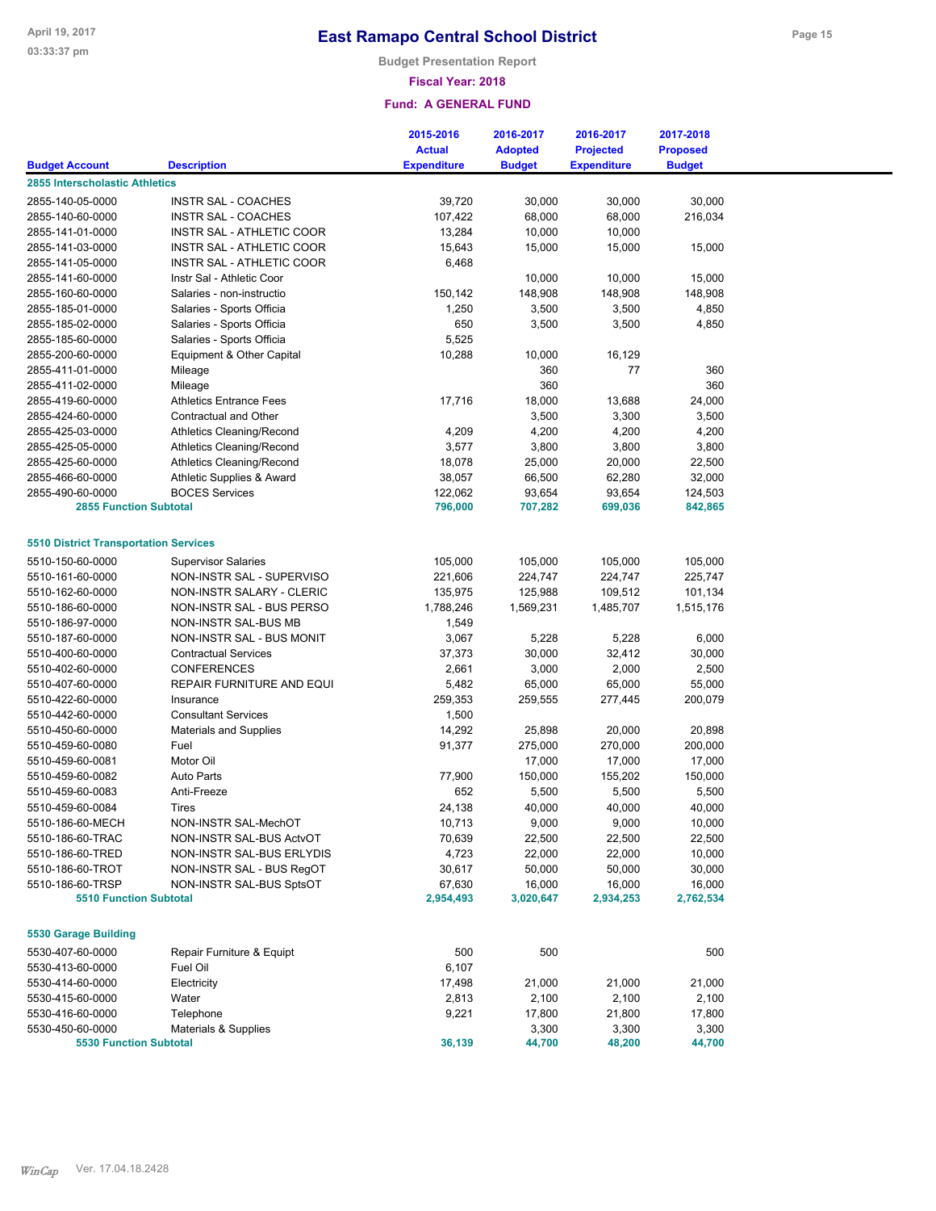# East Ramapo Central School District

**Budget Presentation Report**

**Fiscal Year: 2018**

**Fund: A GENERAL FUND**

| Budget Account | Description | 2015-2016 Actual Expenditure | 2016-2017 Adopted Budget | 2016-2017 Projected Expenditure | 2017-2018 Proposed Budget |
|---|---|---|---|---|---|
| **2855 Interscholastic Athletics** | | | | | |
| 2855-140-05-0000 | INSTR SAL - COACHES | 39,720 | 30,000 | 30,000 | 30,000 |
| 2855-140-60-0000 | INSTR SAL - COACHES | 107,422 | 68,000 | 68,000 | 216,034 |
| 2855-141-01-0000 | INSTR SAL - ATHLETIC COOR | 13,284 | 10,000 | 10,000 | |
| 2855-141-03-0000 | INSTR SAL - ATHLETIC COOR | 15,643 | 15,000 | 15,000 | 15,000 |
| 2855-141-05-0000 | INSTR SAL - ATHLETIC COOR | 6,468 | | | |
| 2855-141-60-0000 | Instr Sal - Athletic Coor | | 10,000 | 10,000 | 15,000 |
| 2855-160-60-0000 | Salaries - non-instructio | 150,142 | 148,908 | 148,908 | 148,908 |
| 2855-185-01-0000 | Salaries - Sports Officia | 1,250 | 3,500 | 3,500 | 4,850 |
| 2855-185-02-0000 | Salaries - Sports Officia | 650 | 3,500 | 3,500 | 4,850 |
| 2855-185-60-0000 | Salaries - Sports Officia | 5,525 | | | |
| 2855-200-60-0000 | Equipment & Other Capital | 10,288 | 10,000 | 16,129 | |
| 2855-411-01-0000 | Mileage | | 360 | 77 | 360 |
| 2855-411-02-0000 | Mileage | | 360 | | 360 |
| 2855-419-60-0000 | Athletics Entrance Fees | 17,716 | 18,000 | 13,688 | 24,000 |
| 2855-424-60-0000 | Contractual and Other | | 3,500 | 3,300 | 3,500 |
| 2855-425-03-0000 | Athletics Cleaning/Recond | 4,209 | 4,200 | 4,200 | 4,200 |
| 2855-425-05-0000 | Athletics Cleaning/Recond | 3,577 | 3,800 | 3,800 | 3,800 |
| 2855-425-60-0000 | Athletics Cleaning/Recond | 18,078 | 25,000 | 20,000 | 22,500 |
| 2855-466-60-0000 | Athletic Supplies & Award | 38,057 | 66,500 | 62,280 | 32,000 |
| 2855-490-60-0000 | BOCES Services | 122,062 | 93,654 | 93,654 | 124,503 |
| **2855 Function Subtotal** | | **796,000** | **707,282** | **699,036** | **842,865** |
| **5510 District Transportation Services** | | | | | |
| 5510-150-60-0000 | Supervisor Salaries | 105,000 | 105,000 | 105,000 | 105,000 |
| 5510-161-60-0000 | NON-INSTR SAL - SUPERVISO | 221,606 | 224,747 | 224,747 | 225,747 |
| 5510-162-60-0000 | NON-INSTR SALARY - CLERIC | 135,975 | 125,988 | 109,512 | 101,134 |
| 5510-186-60-0000 | NON-INSTR SAL - BUS PERSO | 1,788,246 | 1,569,231 | 1,485,707 | 1,515,176 |
| 5510-186-97-0000 | NON-INSTR SAL-BUS MB | 1,549 | | | |
| 5510-187-60-0000 | NON-INSTR SAL - BUS MONIT | 3,067 | 5,228 | 5,228 | 6,000 |
| 5510-400-60-0000 | Contractual Services | 37,373 | 30,000 | 32,412 | 30,000 |
| 5510-402-60-0000 | CONFERENCES | 2,661 | 3,000 | 2,000 | 2,500 |
| 5510-407-60-0000 | REPAIR FURNITURE AND EQUI | 5,482 | 65,000 | 65,000 | 55,000 |
| 5510-422-60-0000 | Insurance | 259,353 | 259,555 | 277,445 | 200,079 |
| 5510-442-60-0000 | Consultant Services | 1,500 | | | |
| 5510-450-60-0000 | Materials and Supplies | 14,292 | 25,898 | 20,000 | 20,898 |
| 5510-459-60-0080 | Fuel | 91,377 | 275,000 | 270,000 | 200,000 |
| 5510-459-60-0081 | Motor Oil | | 17,000 | 17,000 | 17,000 |
| 5510-459-60-0082 | Auto Parts | 77,900 | 150,000 | 155,202 | 150,000 |
| 5510-459-60-0083 | Anti-Freeze | 652 | 5,500 | 5,500 | 5,500 |
| 5510-459-60-0084 | Tires | 24,138 | 40,000 | 40,000 | 40,000 |
| 5510-186-60-MECH | NON-INSTR SAL-MechOT | 10,713 | 9,000 | 9,000 | 10,000 |
| 5510-186-60-TRAC | NON-INSTR SAL-BUS ActvOT | 70,639 | 22,500 | 22,500 | 22,500 |
| 5510-186-60-TRED | NON-INSTR SAL-BUS ERLYDIS | 4,723 | 22,000 | 22,000 | 10,000 |
| 5510-186-60-TROT | NON-INSTR SAL - BUS RegOT | 30,617 | 50,000 | 50,000 | 30,000 |
| 5510-186-60-TRSP | NON-INSTR SAL-BUS SptsOT | 67,630 | 16,000 | 16,000 | 16,000 |
| **5510 Function Subtotal** | | **2,954,493** | **3,020,647** | **2,934,253** | **2,762,534** |
| **5530 Garage Building** | | | | | |
| 5530-407-60-0000 | Repair Furniture & Equipt | 500 | 500 | | 500 |
| 5530-413-60-0000 | Fuel Oil | 6,107 | | | |
| 5530-414-60-0000 | Electricity | 17,498 | 21,000 | 21,000 | 21,000 |
| 5530-415-60-0000 | Water | 2,813 | 2,100 | 2,100 | 2,100 |
| 5530-416-60-0000 | Telephone | 9,221 | 17,800 | 21,800 | 17,800 |
| 5530-450-60-0000 | Materials & Supplies | | 3,300 | 3,300 | 3,300 |
| **5530 Function Subtotal** | | **36,139** | **44,700** | **48,200** | **44,700** |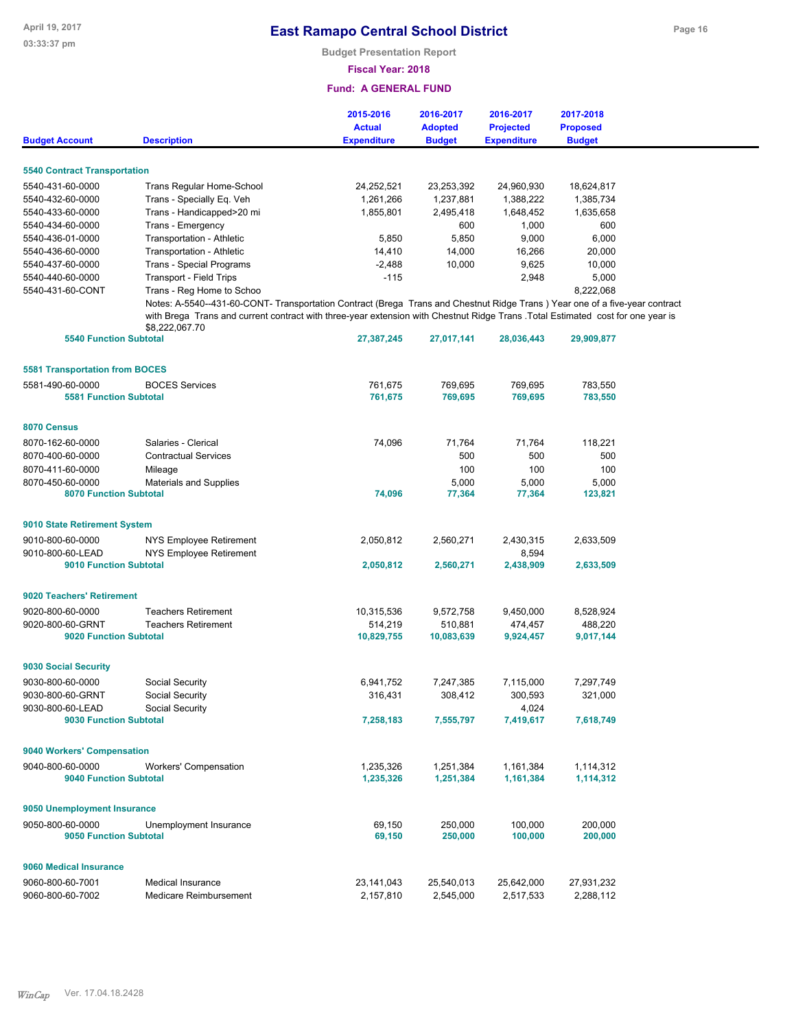# East Ramapo Central School District

**Budget Presentation Report**

**Fiscal Year: 2018**

**Fund: A GENERAL FUND**

| Budget Account | Description | 2015-2016 Actual Expenditure | 2016-2017 Adopted Budget | 2016-2017 Projected Expenditure | 2017-2018 Proposed Budget |
|---|---|---|---|---|---|
| **5540 Contract Transportation** | | | | | |
| 5540-431-60-0000 | Trans Regular Home-School | 24,252,521 | 23,253,392 | 24,960,930 | 18,624,817 |
| 5540-432-60-0000 | Trans - Specially Eq. Veh | 1,261,266 | 1,237,881 | 1,388,222 | 1,385,734 |
| 5540-433-60-0000 | Trans - Handicapped>20 mi | 1,855,801 | 2,495,418 | 1,648,452 | 1,635,658 |
| 5540-434-60-0000 | Trans - Emergency | | 600 | 1,000 | 600 |
| 5540-436-01-0000 | Transportation - Athletic | 5,850 | 5,850 | 9,000 | 6,000 |
| 5540-436-60-0000 | Transportation - Athletic | 14,410 | 14,000 | 16,266 | 20,000 |
| 5540-437-60-0000 | Trans - Special Programs | -2,488 | 10,000 | 9,625 | 10,000 |
| 5540-440-60-0000 | Transport - Field Trips | -115 | | 2,948 | 5,000 |
| 5540-431-60-CONT | Trans - Reg Home to Schoo | | | | 8,222,068 |
| | Notes: A-5540--431-60-CONT- Transportation Contract (Brega Trans and Chestnut Ridge Trans ) Year one of a five-year contract with Brega Trans and current contract with three-year extension with Chestnut Ridge Trans .Total Estimated cost for one year is $8,222,067.70 | | | | |
| **5540 Function Subtotal** | | **27,387,245** | **27,017,141** | **28,036,443** | **29,909,877** |
| **5581 Transportation from BOCES** | | | | | |
| 5581-490-60-0000 | BOCES Services | 761,675 | 769,695 | 769,695 | 783,550 |
| **5581 Function Subtotal** | | **761,675** | **769,695** | **769,695** | **783,550** |
| **8070 Census** | | | | | |
| 8070-162-60-0000 | Salaries - Clerical | 74,096 | 71,764 | 71,764 | 118,221 |
| 8070-400-60-0000 | Contractual Services | | 500 | 500 | 500 |
| 8070-411-60-0000 | Mileage | | 100 | 100 | 100 |
| 8070-450-60-0000 | Materials and Supplies | | 5,000 | 5,000 | 5,000 |
| **8070 Function Subtotal** | | **74,096** | **77,364** | **77,364** | **123,821** |
| **9010 State Retirement System** | | | | | |
| 9010-800-60-0000 | NYS Employee Retirement | 2,050,812 | 2,560,271 | 2,430,315 | 2,633,509 |
| 9010-800-60-LEAD | NYS Employee Retirement | | | 8,594 | |
| **9010 Function Subtotal** | | **2,050,812** | **2,560,271** | **2,438,909** | **2,633,509** |
| **9020 Teachers' Retirement** | | | | | |
| 9020-800-60-0000 | Teachers Retirement | 10,315,536 | 9,572,758 | 9,450,000 | 8,528,924 |
| 9020-800-60-GRNT | Teachers Retirement | 514,219 | 510,881 | 474,457 | 488,220 |
| **9020 Function Subtotal** | | **10,829,755** | **10,083,639** | **9,924,457** | **9,017,144** |
| **9030 Social Security** | | | | | |
| 9030-800-60-0000 | Social Security | 6,941,752 | 7,247,385 | 7,115,000 | 7,297,749 |
| 9030-800-60-GRNT | Social Security | 316,431 | 308,412 | 300,593 | 321,000 |
| 9030-800-60-LEAD | Social Security | | | 4,024 | |
| **9030 Function Subtotal** | | **7,258,183** | **7,555,797** | **7,419,617** | **7,618,749** |
| **9040 Workers' Compensation** | | | | | |
| 9040-800-60-0000 | Workers' Compensation | 1,235,326 | 1,251,384 | 1,161,384 | 1,114,312 |
| **9040 Function Subtotal** | | **1,235,326** | **1,251,384** | **1,161,384** | **1,114,312** |
| **9050 Unemployment Insurance** | | | | | |
| 9050-800-60-0000 | Unemployment Insurance | 69,150 | 250,000 | 100,000 | 200,000 |
| **9050 Function Subtotal** | | **69,150** | **250,000** | **100,000** | **200,000** |
| **9060 Medical Insurance** | | | | | |
| 9060-800-60-7001 | Medical Insurance | 23,141,043 | 25,540,013 | 25,642,000 | 27,931,232 |
| 9060-800-60-7002 | Medicare Reimbursement | 2,157,810 | 2,545,000 | 2,517,533 | 2,288,112 |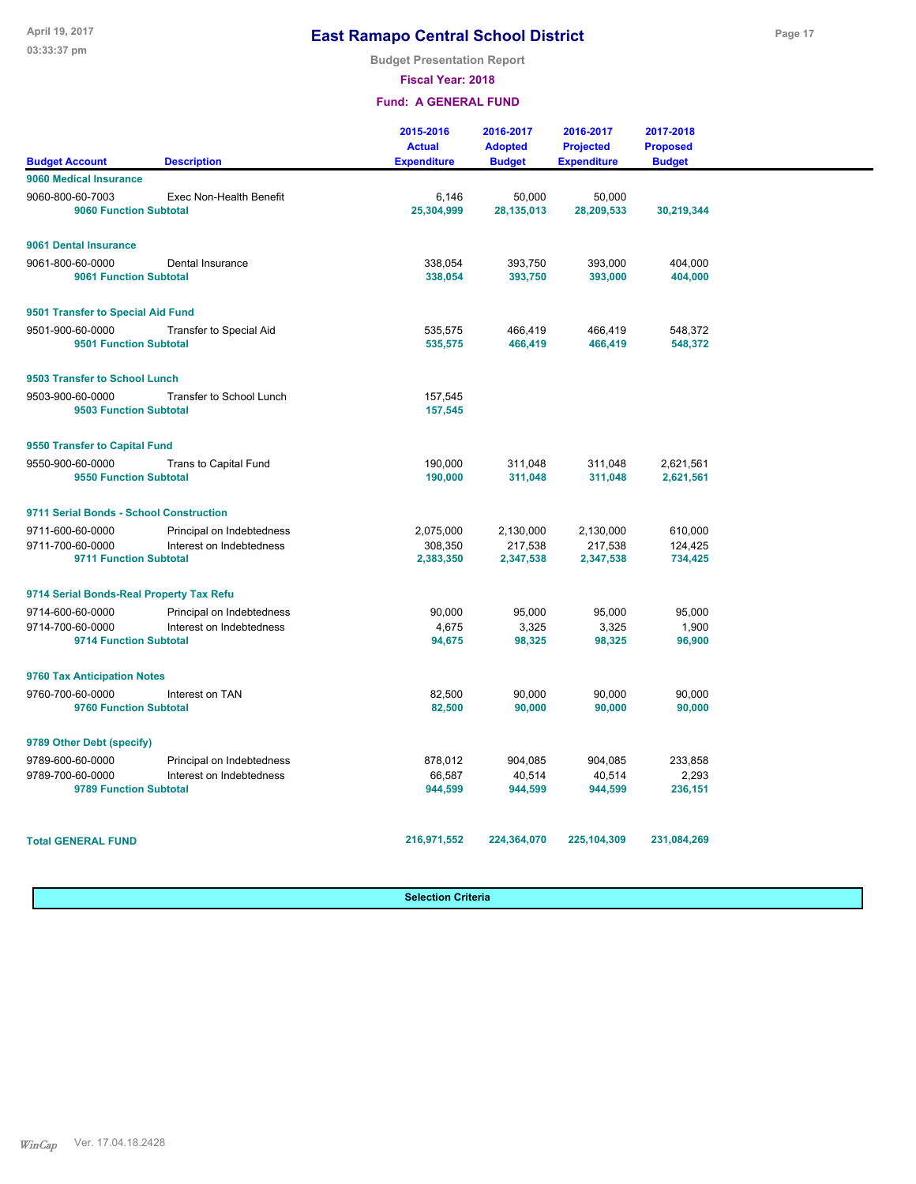# East Ramapo Central School District

**Budget Presentation Report**

**Fiscal Year: 2018**

**Fund: A GENERAL FUND**

| Budget Account | Description | 2015-2016 Actual Expenditure | 2016-2017 Adopted Budget | 2016-2017 Projected Expenditure | 2017-2018 Proposed Budget |
|---|---|---|---|---|---|
| **9060 Medical Insurance** | | | | | |
| 9060-800-60-7003 | Exec Non-Health Benefit | 6,146 | 50,000 | 50,000 | |
| **9060 Function Subtotal** | | **25,304,999** | **28,135,013** | **28,209,533** | **30,219,344** |
| **9061 Dental Insurance** | | | | | |
| 9061-800-60-0000 | Dental Insurance | 338,054 | 393,750 | 393,000 | 404,000 |
| **9061 Function Subtotal** | | **338,054** | **393,750** | **393,000** | **404,000** |
| **9501 Transfer to Special Aid Fund** | | | | | |
| 9501-900-60-0000 | Transfer to Special Aid | 535,575 | 466,419 | 466,419 | 548,372 |
| **9501 Function Subtotal** | | **535,575** | **466,419** | **466,419** | **548,372** |
| **9503 Transfer to School Lunch** | | | | | |
| 9503-900-60-0000 | Transfer to School Lunch | 157,545 | | | |
| **9503 Function Subtotal** | | **157,545** | | | |
| **9550 Transfer to Capital Fund** | | | | | |
| 9550-900-60-0000 | Trans to Capital Fund | 190,000 | 311,048 | 311,048 | 2,621,561 |
| **9550 Function Subtotal** | | **190,000** | **311,048** | **311,048** | **2,621,561** |
| **9711 Serial Bonds - School Construction** | | | | | |
| 9711-600-60-0000 | Principal on Indebtedness | 2,075,000 | 2,130,000 | 2,130,000 | 610,000 |
| 9711-700-60-0000 | Interest on Indebtedness | 308,350 | 217,538 | 217,538 | 124,425 |
| **9711 Function Subtotal** | | **2,383,350** | **2,347,538** | **2,347,538** | **734,425** |
| **9714 Serial Bonds-Real Property Tax Refu** | | | | | |
| 9714-600-60-0000 | Principal on Indebtedness | 90,000 | 95,000 | 95,000 | 95,000 |
| 9714-700-60-0000 | Interest on Indebtedness | 4,675 | 3,325 | 3,325 | 1,900 |
| **9714 Function Subtotal** | | **94,675** | **98,325** | **98,325** | **96,900** |
| **9760 Tax Anticipation Notes** | | | | | |
| 9760-700-60-0000 | Interest on TAN | 82,500 | 90,000 | 90,000 | 90,000 |
| **9760 Function Subtotal** | | **82,500** | **90,000** | **90,000** | **90,000** |
| **9789 Other Debt (specify)** | | | | | |
| 9789-600-60-0000 | Principal on Indebtedness | 878,012 | 904,085 | 904,085 | 233,858 |
| 9789-700-60-0000 | Interest on Indebtedness | 66,587 | 40,514 | 40,514 | 2,293 |
| **9789 Function Subtotal** | | **944,599** | **944,599** | **944,599** | **236,151** |
| **Total GENERAL FUND** | | **216,971,552** | **224,364,070** | **225,104,309** | **231,084,269** |

**Selection Criteria**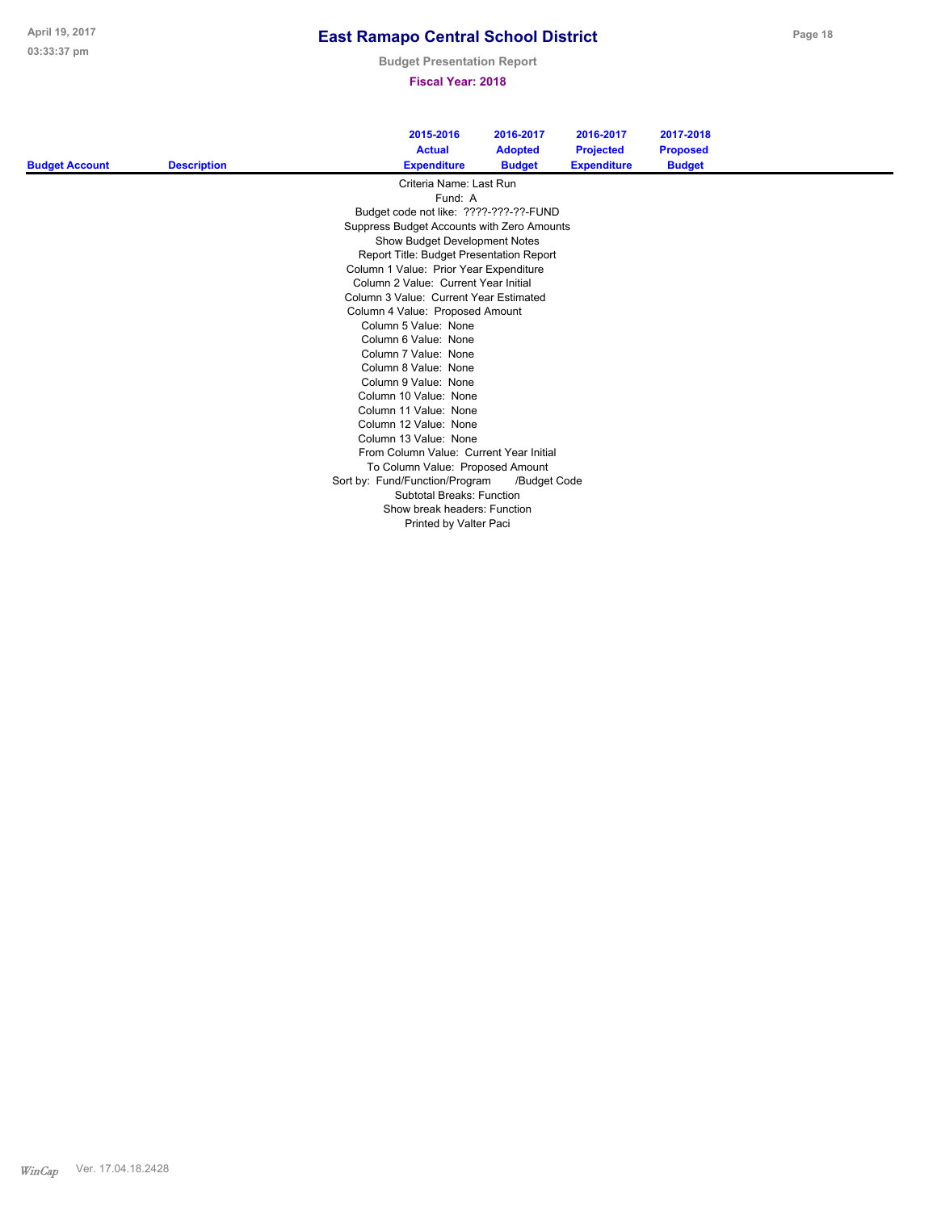# East Ramapo Central School District

**Budget Presentation Report**

**Fiscal Year: 2018**

| Budget Account | Description | 2015-2016 Actual Expenditure | 2016-2017 Adopted Budget | 2016-2017 Projected Expenditure | 2017-2018 Proposed Budget |
|---|---|---|---|---|---|

Criteria Name: Last Run

Fund: A

Budget code not like: ????-???-??-FUND

Suppress Budget Accounts with Zero Amounts

Show Budget Development Notes

Report Title: Budget Presentation Report

Column 1 Value: Prior Year Expenditure

Column 2 Value: Current Year Initial

Column 3 Value: Current Year Estimated

Column 4 Value: Proposed Amount

Column 5 Value: None

Column 6 Value: None

Column 7 Value: None

Column 8 Value: None

Column 9 Value: None

Column 10 Value: None

Column 11 Value: None

Column 12 Value: None

Column 13 Value: None

From Column Value: Current Year Initial

To Column Value: Proposed Amount

Sort by: Fund/Function/Program /Budget Code

Subtotal Breaks: Function

Show break headers: Function

Printed by Valter Paci